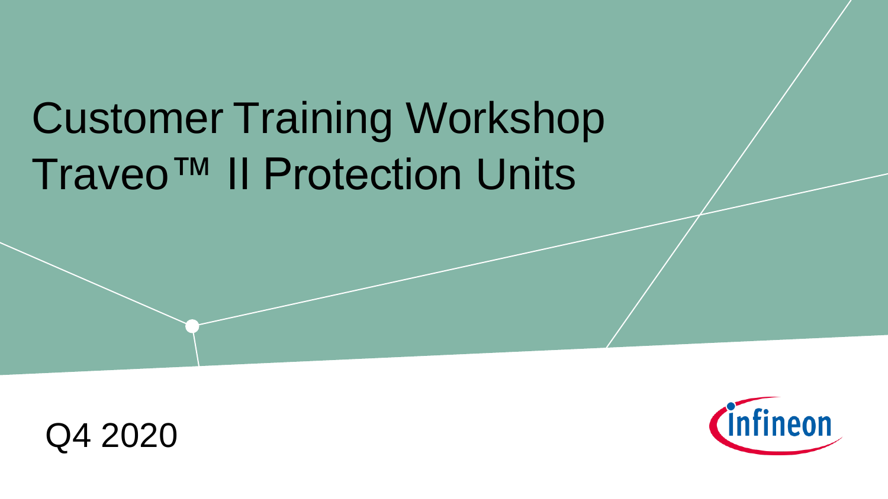# Customer Training Workshop
# Traveo™ II Protection Units

Q4 2020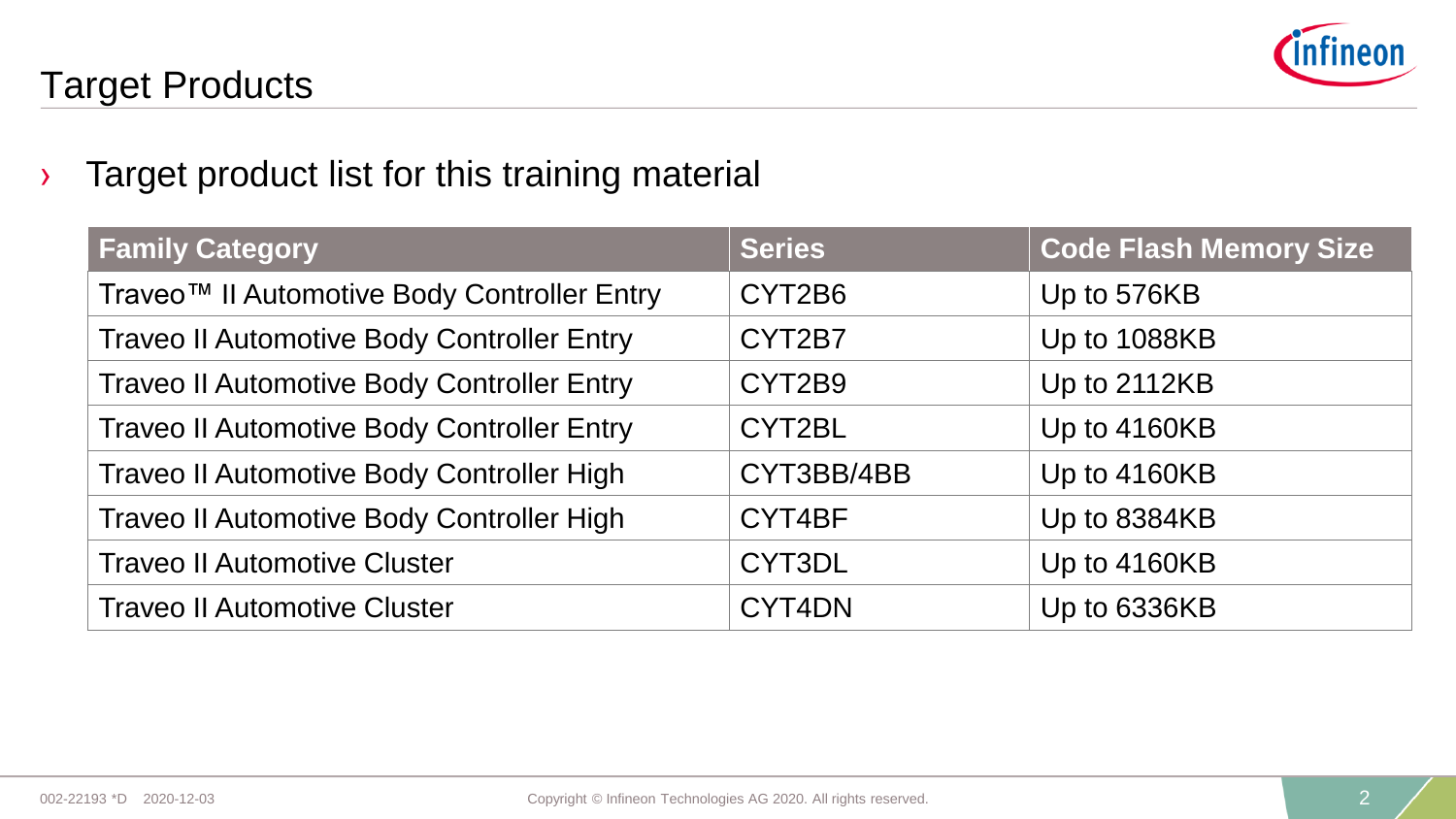# Target Products

- Target product list for this training material

| Family Category | Series | Code Flash Memory Size |
| --- | --- | --- |
| Traveo™ II Automotive Body Controller Entry | CYT2B6 | Up to 576KB |
| Traveo II Automotive Body Controller Entry | CYT2B7 | Up to 1088KB |
| Traveo II Automotive Body Controller Entry | CYT2B9 | Up to 2112KB |
| Traveo II Automotive Body Controller Entry | CYT2BL | Up to 4160KB |
| Traveo II Automotive Body Controller High | CYT3BB/4BB | Up to 4160KB |
| Traveo II Automotive Body Controller High | CYT4BF | Up to 8384KB |
| Traveo II Automotive Cluster | CYT3DL | Up to 4160KB |
| Traveo II Automotive Cluster | CYT4DN | Up to 6336KB |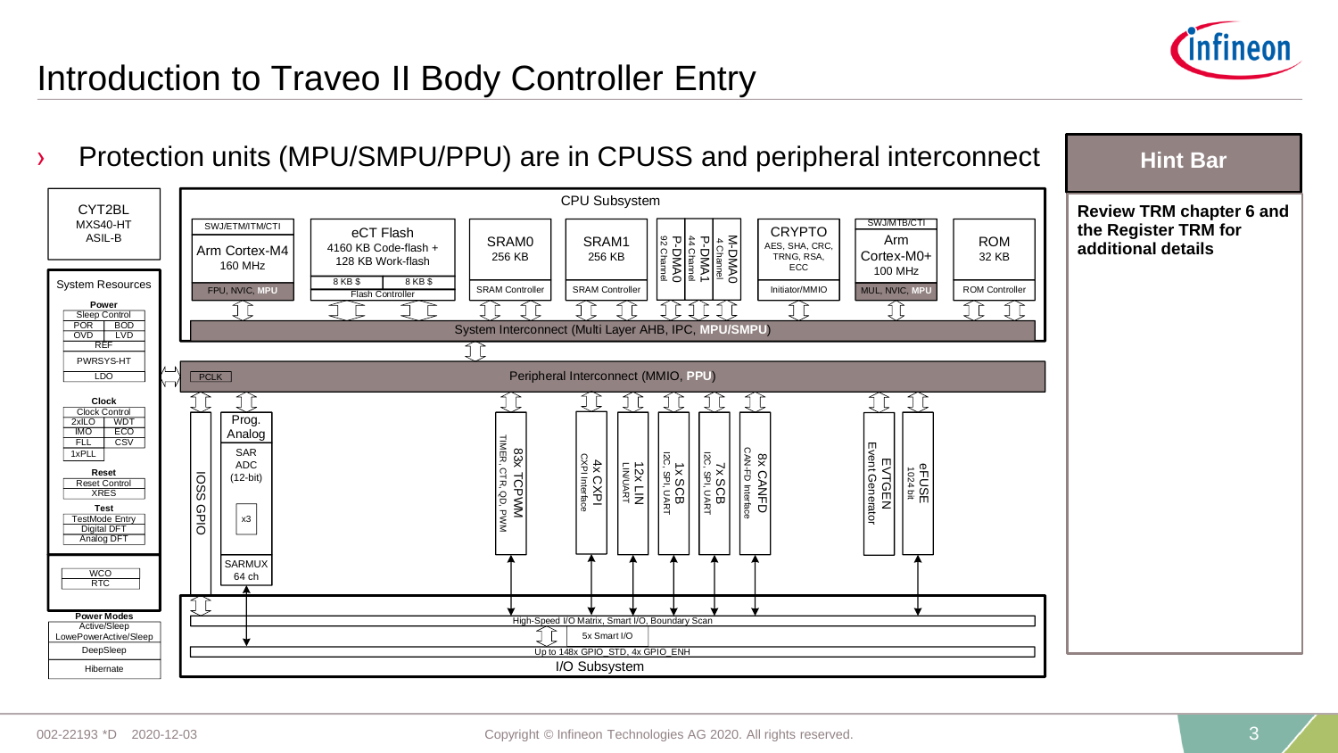# Introduction to Traveo II Body Controller Entry

› Protection units (MPU/SMPU/PPU) are in CPUSS and peripheral interconnect

**CYT2BL**
MXS40-HT
ASIL-B

**System Resources**

- **Power**
  - Sleep Control
  - POR | BOD
  - OVD | LVD
  - REF
  - PWRSYS-HT
  - LDO
- **Clock**
  - Clock Control
  - 2xILO | WDT
  - IMO | ECO
  - FLL | CSV
  - 1xPLL
- **Reset**
  - Reset Control
  - XRES
- **Test**
  - TestMode Entry
  - Digital DFT
  - Analog DFT
- WCO
- RTC

**Power Modes**
- Active/Sleep
- LowePowerActive/Sleep
- DeepSleep
- Hibernate

**CPU Subsystem**
- SWJ/ETM/ITM/CTI — Arm Cortex-M4, 160 MHz — FPU, NVIC, MPU
- eCT Flash — 4160 KB Code-flash + 128 KB Work-flash — 8 KB $ | 8 KB $ — Flash Controller
- SRAM0 — 256 KB — SRAM Controller
- SRAM1 — 256 KB — SRAM Controller
- P-DMA0 — 92 Channel
- P-DMA1 — 44 Channel
- M-DMA0 — 4 Channel
- CRYPTO — AES, SHA, CRC, TRNG, RSA, ECC — Initiator/MMIO
- SWJ/MTB/CTI — Arm Cortex-M0+, 100 MHz — MUL, NVIC, MPU
- ROM — 32 KB — ROM Controller

System Interconnect (Multi Layer AHB, IPC, MPU/SMPU)

PCLK — Peripheral Interconnect (MMIO, PPU)

**Peripherals**
- IOSS GPIO
- Prog. Analog — SAR ADC (12-bit) x3 — SARMUX 64 ch
- 83x TCPWM — TIMER, CTR, QD, PWM
- 4x CXPI — CXPI Interface
- 12x LIN — LIN/UART
- 1x SCB — I2C, SPI, UART
- 7x SCB — I2C, SPI, UART
- 8x CANFD — CAN-FD Interface
- EVTGEN — Event Generator
- eFUSE — 1024 bit

**I/O Subsystem**
- High-Speed I/O Matrix, Smart I/O, Boundary Scan
- 5x Smart I/O
- Up to 148x GPIO_STD, 4x GPIO_ENH

**Hint Bar**

**Review TRM chapter 6 and the Register TRM for additional details**

002-22193 *D 2020-12-03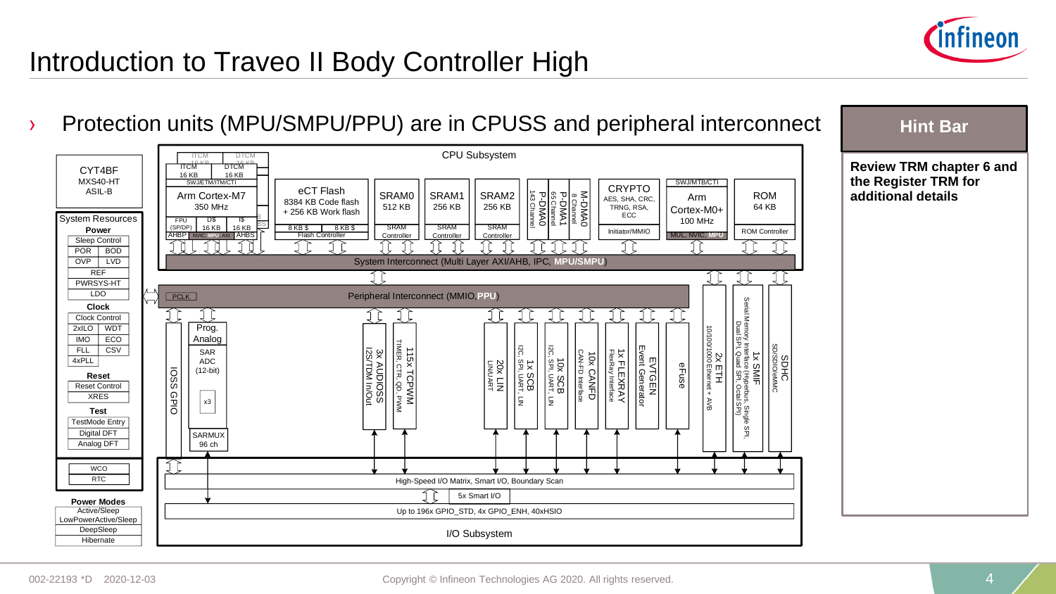# Introduction to Traveo II Body Controller High

› Protection units (MPU/SMPU/PPU) are in CPUSS and peripheral interconnect

**CYT4BF**
MXS40-HT
ASIL-B

**System Resources**

**Power**
- Sleep Control
- POR | BOD
- OVP | LVD
- REF
- PWRSYS-HT
- LDO

**Clock**
- Clock Control
- 2xILO | WDT
- IMO | ECO
- FLL | CSV
- 4xPLL

**Reset**
- Reset Control
- XRES

**Test**
- TestMode Entry
- Digital DFT
- Analog DFT

- WCO
- RTC

**Power Modes**
- Active/Sleep
- LowPowerActive/Sleep
- DeepSleep
- Hibernate

**CPU Subsystem**
- ITCM 16 KB, DTCM 16 KB, SWJ/ETM/ITM/CTI, Arm Cortex-M7 350 MHz, FPU (SP/DP), D$ 16 KB, I$ 16 KB, AHBP, NVIC, MPU, AXI, AHBS
- eCT Flash: 8384 KB Code flash + 256 KB Work flash, 8 KB $, 8 KB $, Flash Controller
- SRAM0 512 KB, SRAM Controller
- SRAM1 256 KB, SRAM Controller
- SRAM2 256 KB, SRAM Controller
- P-DMA0 143 Channel
- P-DMA1 65 Channel
- M-DMA0 8 Channel
- CRYPTO: AES, SHA, CRC, TRNG, RSA, ECC, Initiator/MMIO
- SWJ/MTB/CTI, Arm Cortex-M0+ 100 MHz, MUL, NVIC, MPU
- ROM 64 KB, ROM Controller

System Interconnect (Multi Layer AXI/AHB, IPC, MPU/SMPU)

PCLK — Peripheral Interconnect (MMIO, PPU)

- IOSS GPIO
- Prog. Analog: SAR ADC (12-bit) x3, SARMUX 96 ch
- 3x AUDIOSS: I2S/TDM In/Out
- 115x TCPWM: TIMER, CTR, QD, PWM
- 20x LIN: LIN/UART
- 1x SCB: I2C, SPI, UART, LIN
- 10x SCB: I2C, SPI, UART, LIN
- 10x CANFD: CAN-FD Interface
- 1x FLEXRAY: FlexRay Interface
- EVTGEN: Event Generator
- eFuse
- 2x ETH: 10/100/1000 Ethernet + AVB
- 1x SMIF: Serial Memory Interface (Hyperbus, Single SPI, Dual SPI, Quad SPI, Octal SPI)
- SDHC: SD/SDIO/eMMC

**I/O Subsystem**
- High-Speed I/O Matrix, Smart I/O, Boundary Scan
- 5x Smart I/O
- Up to 196x GPIO_STD, 4x GPIO_ENH, 40xHSIO

**Hint Bar**

**Review TRM chapter 6 and the Register TRM for additional details**

002-22193 *D 2020-12-03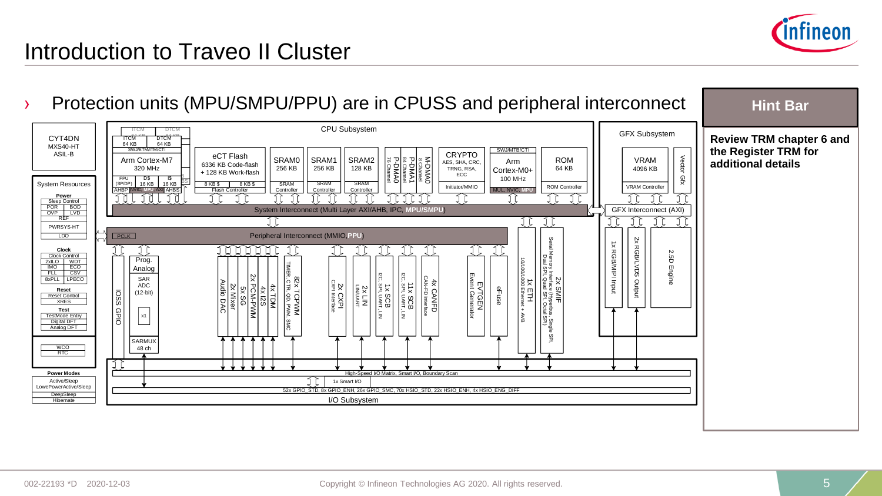# Introduction to Traveo II Cluster

› Protection units (MPU/SMPU/PPU) are in CPUSS and peripheral interconnect

**Hint Bar**

**Review TRM chapter 6 and the Register TRM for additional details**

CYT4DN
MXS40-HT
ASIL-B

CPU Subsystem

ITCM 64 KB | DTCM 64 KB | SWJ/ETM/ITM/CTI | Arm Cortex-M7 320 MHz | FPU (SP/DP) | D$ 16 KB | I$ 16 KB | AHBP | NVIC, MPU | AXI | AHBS

eCT Flash 6336 KB Code-flash + 128 KB Work-flash | 8 KB $ | 8 KB $ | Flash Controller

SRAM0 256 KB | SRAM Controller
SRAM1 256 KB | SRAM Controller
SRAM2 128 KB | SRAM Controller

P-DMA0 76 Channel | P-DMA1 84 Channel | M-DMA0 8 Channel

CRYPTO AES, SHA, CRC, TRNG, RSA, ECC | Initiator/MMIO

SWJ/MTB/CTI | Arm Cortex-M0+ 100 MHz | MUL, NVIC, MPU

ROM 64 KB | ROM Controller

System Interconnect (Multi Layer AXI/AHB, IPC, MPU/SMPU)

GFX Subsystem

VRAM 4096 KB | VRAM Controller | Vector Gfx

GFX Interconnect (AXI)

1x RGB/MIPI Input | 2x RGB/LVDS Output | 2.5D Engine

System Resources

Power: Sleep Control | POR | BOD | OVP | LVD | REF | PWRSYS-HT | LDO

Clock: Clock Control | 2xILO | WDT | IMO | ECO | FLL | CSV | 8xPLL | LPECO

Reset: Reset Control | XRES

Test: TestMode Entry | Digital DFT | Analog DFT

WCO | RTC

Power Modes: Active/Sleep | LowePowerActive/Sleep | DeepSleep | Hibernate

PCLK | Peripheral Interconnect (MMIO, PPU)

IOSS GPIO | Prog. Analog | SAR ADC (12-bit) | x1 | SARMUX 48 ch

Audio DAC | 2x Mixer | 5x SG | 2x PCM-PWM | 4x I2S | 4x TDM | 82x TCPWM TIMER, CTR, QD, PWM, SMC | 2x CXPI CXPI Interface | 2x LIN LIN/UART | 1x SCB I2C, SPI, UART, LIN | 11x SCB I2C, SPI, UART, LIN | 4x CANFD CAN-FD Interface | EVTGEN Event Generator | eFuse | 1x ETH 10/100/1000 Ethernet + AVB | 2x SMIF Serial Memory Interface (Hyperbus, Single SPI, Dual SPI, Quad SPI, Octal SPI)

High-Speed I/O Matrix, Smart I/O, Boundary Scan

1x Smart I/O

52x GPIO_STD, 8x GPIO_ENH, 26x GPIO_SMC, 70x HSIO_STD, 22x HSIO_ENH, 4x HSIO_ENG_DIFF

I/O Subsystem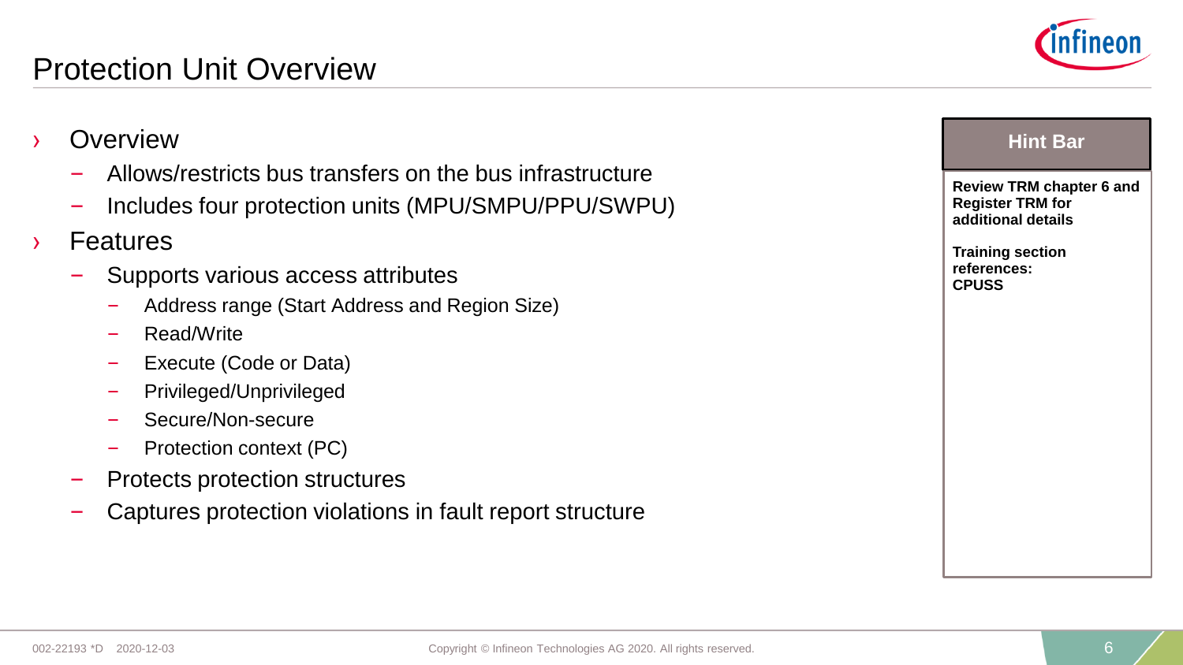# Protection Unit Overview

- Overview
  - Allows/restricts bus transfers on the bus infrastructure
  - Includes four protection units (MPU/SMPU/PPU/SWPU)
- Features
  - Supports various access attributes
    - Address range (Start Address and Region Size)
    - Read/Write
    - Execute (Code or Data)
    - Privileged/Unprivileged
    - Secure/Non-secure
    - Protection context (PC)
  - Protects protection structures
  - Captures protection violations in fault report structure

**Hint Bar**

**Review TRM chapter 6 and Register TRM for additional details**

**Training section references: CPUSS**

002-22193 *D 2020-12-03

Copyright © Infineon Technologies AG 2020. All rights reserved.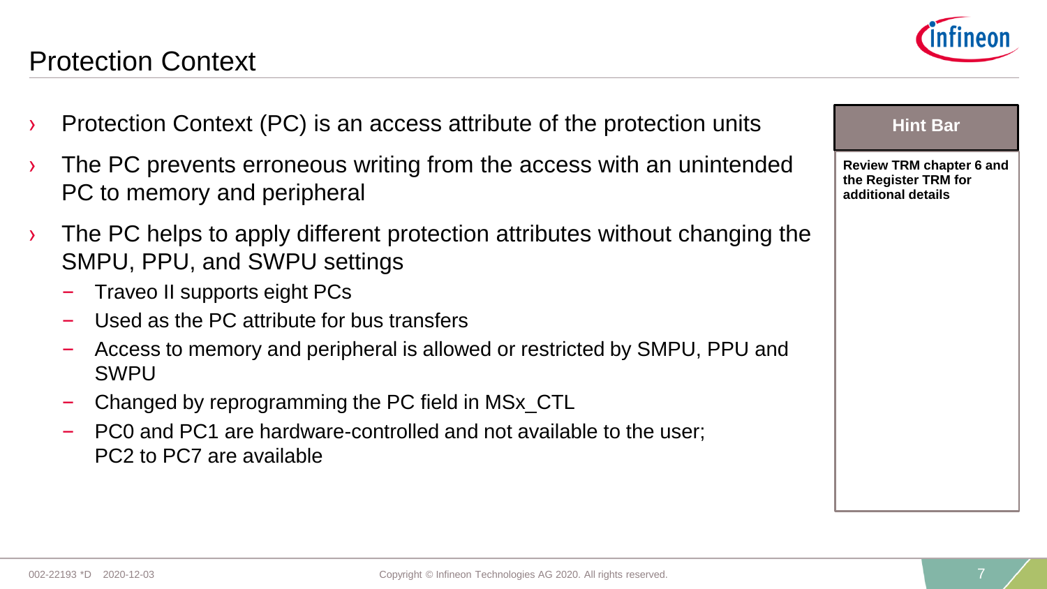# Protection Context

- Protection Context (PC) is an access attribute of the protection units
- The PC prevents erroneous writing from the access with an unintended PC to memory and peripheral
- The PC helps to apply different protection attributes without changing the SMPU, PPU, and SWPU settings
  - Traveo II supports eight PCs
  - Used as the PC attribute for bus transfers
  - Access to memory and peripheral is allowed or restricted by SMPU, PPU and SWPU
  - Changed by reprogramming the PC field in MSx_CTL
  - PC0 and PC1 are hardware-controlled and not available to the user; PC2 to PC7 are available

**Hint Bar**

**Review TRM chapter 6 and the Register TRM for additional details**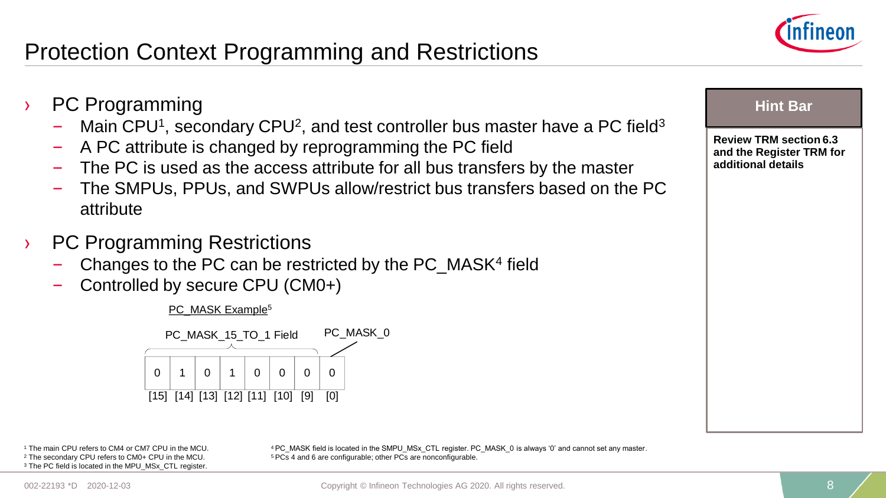# Protection Context Programming and Restrictions

- PC Programming
  - Main CPU[1], secondary CPU[2], and test controller bus master have a PC field[3]
  - A PC attribute is changed by reprogramming the PC field
  - The PC is used as the access attribute for all bus transfers by the master
  - The SMPUs, PPUs, and SWPUs allow/restrict bus transfers based on the PC attribute
- PC Programming Restrictions
  - Changes to the PC can be restricted by the PC_MASK[4] field
  - Controlled by secure CPU (CM0+)

PC_MASK Example[5]

PC_MASK_15_TO_1 Field | PC_MASK_0

| 0 | 1 | 0 | 1 | 0 | 0 | 0 | 0 |
|---|---|---|---|---|---|---|---|
| [15] | [14] | [13] | [12] | [11] | [10] | [9] | [0] |

**Hint Bar**

**Review TRM section 6.3 and the Register TRM for additional details**

[1] The main CPU refers to CM4 or CM7 CPU in the MCU.
[2] The secondary CPU refers to CM0+ CPU in the MCU.
[3] The PC field is located in the MPU_MSx_CTL register.
[4] PC_MASK field is located in the SMPU_MSx_CTL register. PC_MASK_0 is always '0' and cannot set any master.
[5] PCs 4 and 6 are configurable; other PCs are nonconfigurable.

002-22193 *D 2020-12-03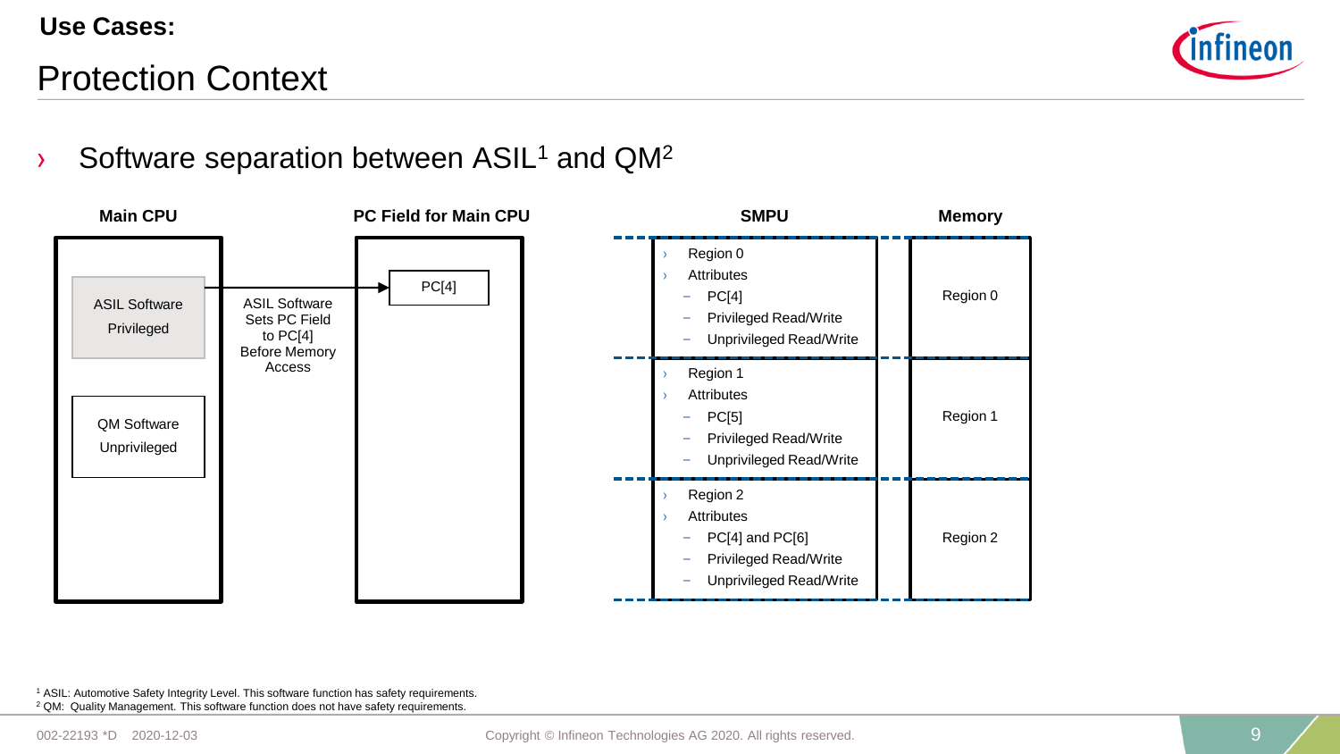**Use Cases:**

# Protection Context

- Software separation between ASIL[1] and QM[2]

**Main CPU**

- ASIL Software Privileged
- QM Software Unprivileged

ASIL Software Sets PC Field to PC[4] Before Memory Access

**PC Field for Main CPU**

PC[4]

| SMPU | Memory |
|---|---|
| Region 0<br>Attributes<br>– PC[4]<br>– Privileged Read/Write<br>– Unprivileged Read/Write | Region 0 |
| Region 1<br>Attributes<br>– PC[5]<br>– Privileged Read/Write<br>– Unprivileged Read/Write | Region 1 |
| Region 2<br>Attributes<br>– PC[4] and PC[6]<br>– Privileged Read/Write<br>– Unprivileged Read/Write | Region 2 |

[1] ASIL: Automotive Safety Integrity Level. This software function has safety requirements.
[2] QM: Quality Management. This software function does not have safety requirements.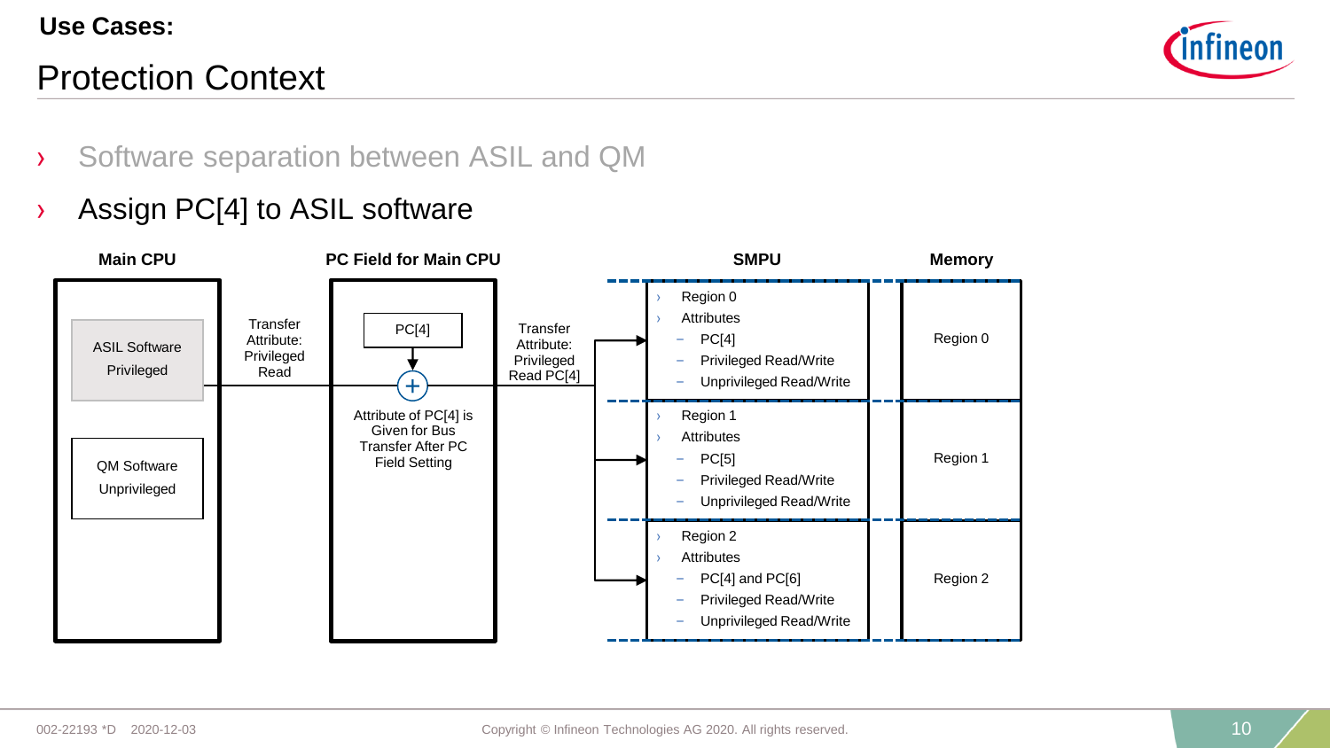## Use Cases:

# Protection Context

- Software separation between ASIL and QM
- Assign PC[4] to ASIL software

**Main CPU**

ASIL Software
Privileged

QM Software
Unprivileged

Transfer Attribute: Privileged Read

**PC Field for Main CPU**

PC[4]

Attribute of PC[4] is Given for Bus Transfer After PC Field Setting

Transfer Attribute: Privileged Read PC[4]

**SMPU**

- Region 0
- Attributes
  - PC[4]
  - Privileged Read/Write
  - Unprivileged Read/Write
- Region 1
- Attributes
  - PC[5]
  - Privileged Read/Write
  - Unprivileged Read/Write
- Region 2
- Attributes
  - PC[4] and PC[6]
  - Privileged Read/Write
  - Unprivileged Read/Write

**Memory**

Region 0

Region 1

Region 2

002-22193 *D 2020-12-03

Copyright © Infineon Technologies AG 2020. All rights reserved.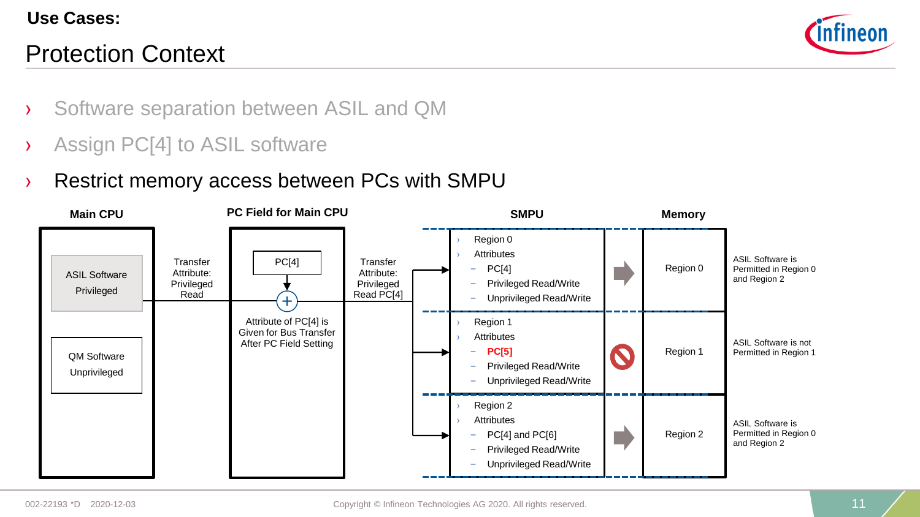**Use Cases:**

# Protection Context

- Software separation between ASIL and QM
- Assign PC[4] to ASIL software
- Restrict memory access between PCs with SMPU

**Main CPU**

- ASIL Software Privileged
- QM Software Unprivileged

Transfer Attribute: Privileged Read

**PC Field for Main CPU**

PC[4]

Attribute of PC[4] is Given for Bus Transfer After PC Field Setting

Transfer Attribute: Privileged Read PC[4]

| SMPU | | Memory | |
|---|---|---|---|
| Region 0<br>Attributes<br>– PC[4]<br>– Privileged Read/Write<br>– Unprivileged Read/Write | → | Region 0 | ASIL Software is Permitted in Region 0 and Region 2 |
| Region 1<br>Attributes<br>– **PC[5]**<br>– Privileged Read/Write<br>– Unprivileged Read/Write | ⊘ | Region 1 | ASIL Software is not Permitted in Region 1 |
| Region 2<br>Attributes<br>– PC[4] and PC[6]<br>– Privileged Read/Write<br>– Unprivileged Read/Write | → | Region 2 | ASIL Software is Permitted in Region 0 and Region 2 |

002-22193 *D 2020-12-03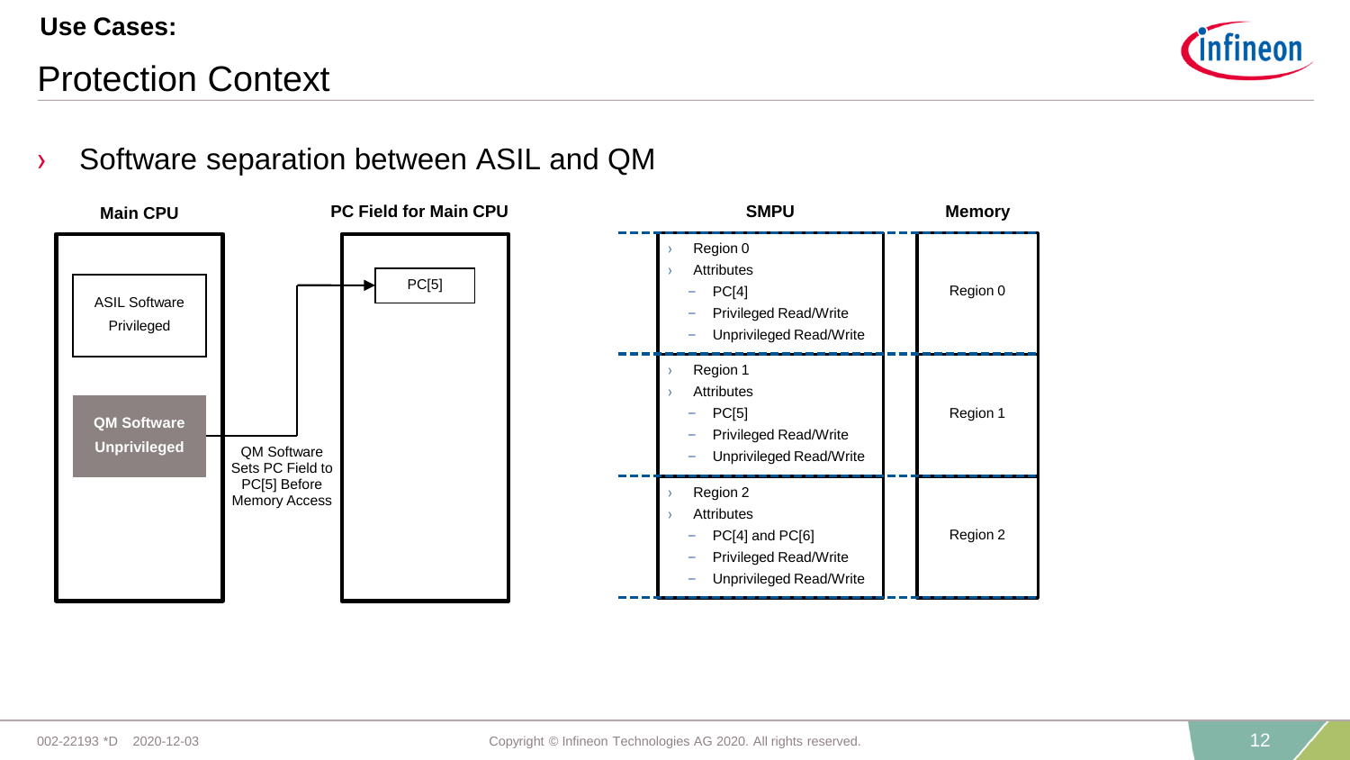Use Cases:

# Protection Context

› Software separation between ASIL and QM

**Main CPU**

ASIL Software
Privileged

**QM Software**
**Unprivileged**

QM Software Sets PC Field to PC[5] Before Memory Access

**PC Field for Main CPU**

PC[5]

| SMPU | Memory |
|---|---|
| › Region 0<br>› Attributes<br>– PC[4]<br>– Privileged Read/Write<br>– Unprivileged Read/Write | Region 0 |
| › Region 1<br>› Attributes<br>– PC[5]<br>– Privileged Read/Write<br>– Unprivileged Read/Write | Region 1 |
| › Region 2<br>› Attributes<br>– PC[4] and PC[6]<br>– Privileged Read/Write<br>– Unprivileged Read/Write | Region 2 |

002-22193 *D 2020-12-03

Copyright © Infineon Technologies AG 2020. All rights reserved.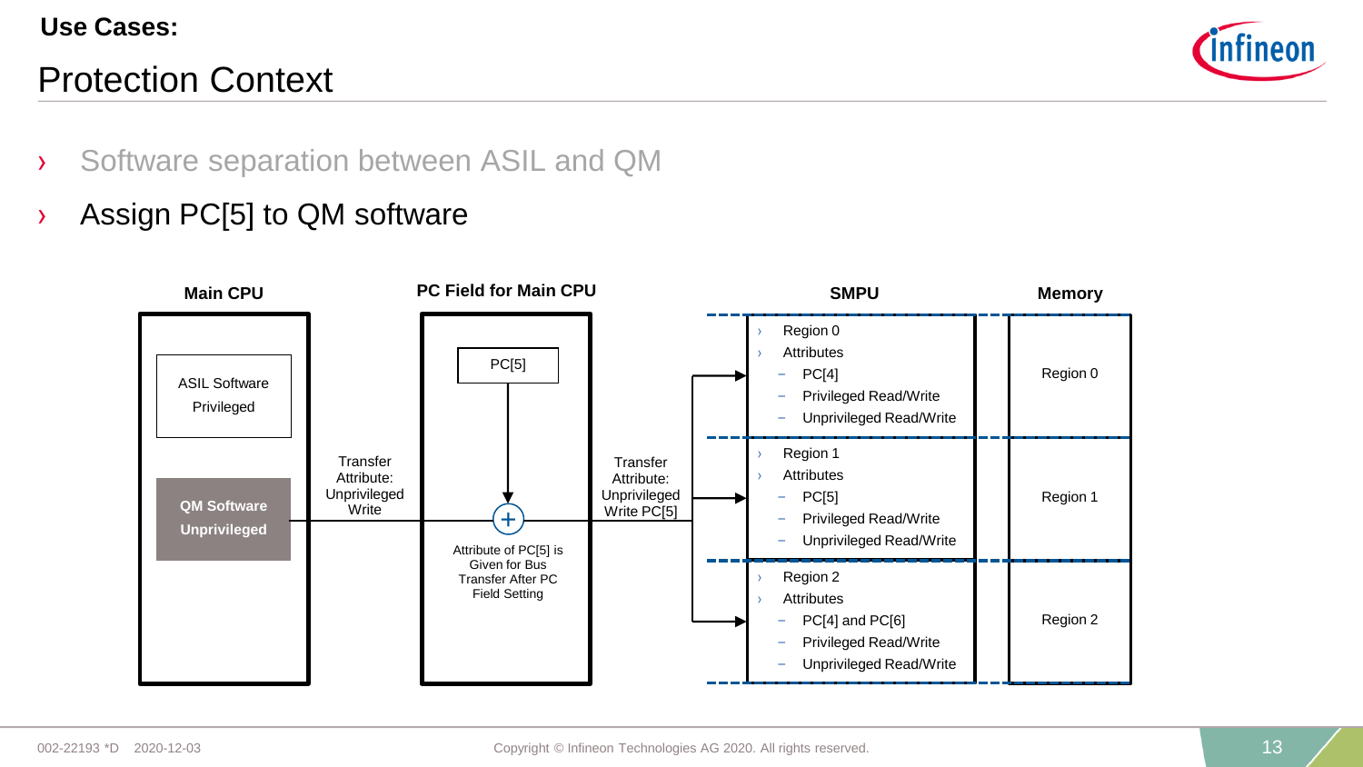**Use Cases:**

# Protection Context

- Software separation between ASIL and QM
- Assign PC[5] to QM software

**Main CPU**

ASIL Software
Privileged

QM Software
Unprivileged

Transfer Attribute: Unprivileged Write

**PC Field for Main CPU**

PC[5]

Attribute of PC[5] is Given for Bus Transfer After PC Field Setting

Transfer Attribute: Unprivileged Write PC[5]

**SMPU**

- Region 0
- Attributes
  - PC[4]
  - Privileged Read/Write
  - Unprivileged Read/Write

- Region 1
- Attributes
  - PC[5]
  - Privileged Read/Write
  - Unprivileged Read/Write

- Region 2
- Attributes
  - PC[4] and PC[6]
  - Privileged Read/Write
  - Unprivileged Read/Write

**Memory**

Region 0

Region 1

Region 2

002-22193 *D 2020-12-03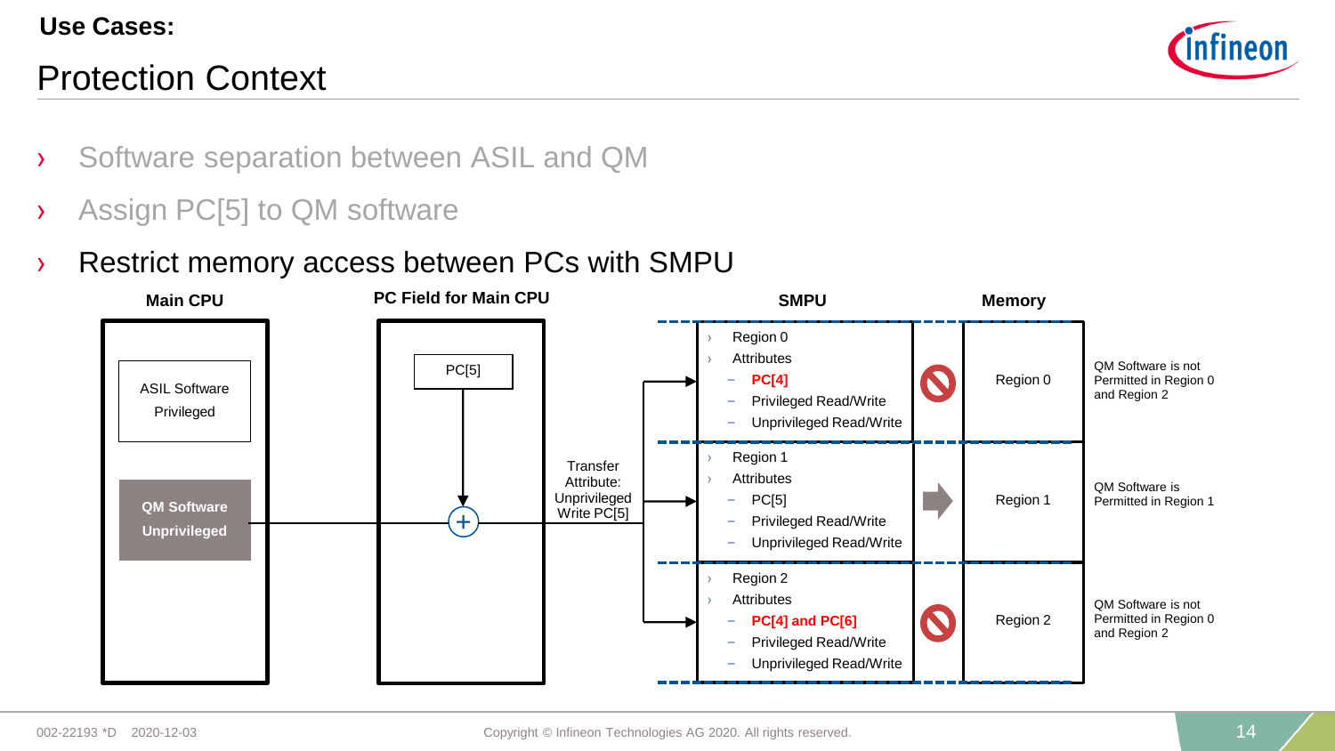**Use Cases:**

# Protection Context

- Software separation between ASIL and QM
- Assign PC[5] to QM software
- Restrict memory access between PCs with SMPU

**Main CPU**

ASIL Software
Privileged

**QM Software**
**Unprivileged**

**PC Field for Main CPU**

PC[5]

Transfer Attribute: Unprivileged Write PC[5]

**SMPU**

| SMPU | | Memory | |
|---|---|---|---|
| Region 0<br>Attributes<br>– **PC[4]**<br>– Privileged Read/Write<br>– Unprivileged Read/Write | 🚫 | Region 0 | QM Software is not Permitted in Region 0 and Region 2 |
| Region 1<br>Attributes<br>– PC[5]<br>– Privileged Read/Write<br>– Unprivileged Read/Write | ➡ | Region 1 | QM Software is Permitted in Region 1 |
| Region 2<br>Attributes<br>– **PC[4] and PC[6]**<br>– Privileged Read/Write<br>– Unprivileged Read/Write | 🚫 | Region 2 | QM Software is not Permitted in Region 0 and Region 2 |

002-22193 *D 2020-12-03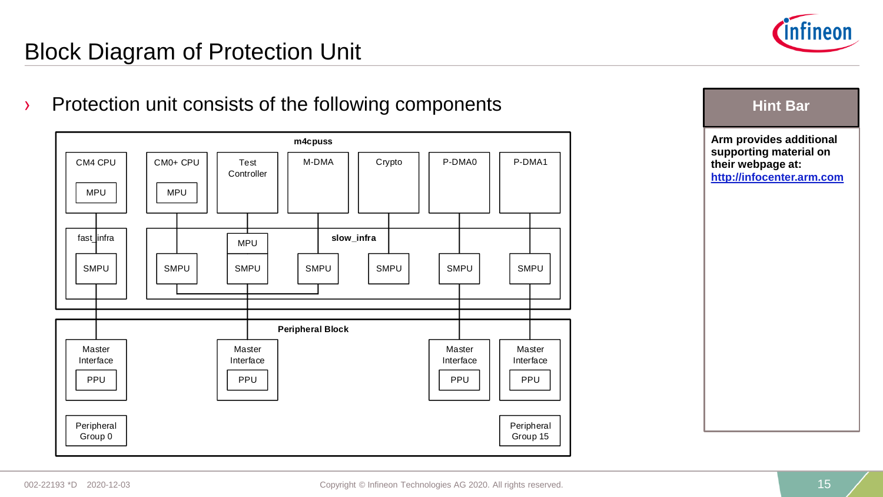# Block Diagram of Protection Unit

- Protection unit consists of the following components

m4cpuss

CM4 CPU
MPU

CM0+ CPU
MPU

Test Controller

M-DMA

Crypto

P-DMA0

P-DMA1

fast_infra
SMPU

slow_infra
SMPU
MPU
SMPU
SMPU
SMPU
SMPU
SMPU

Peripheral Block

Master Interface
PPU

Master Interface
PPU

Master Interface
PPU

Master Interface
PPU

Peripheral Group 0

Peripheral Group 15

**Hint Bar**

**Arm provides additional supporting material on their webpage at:**
**http://infocenter.arm.com**

002-22193 *D 2020-12-03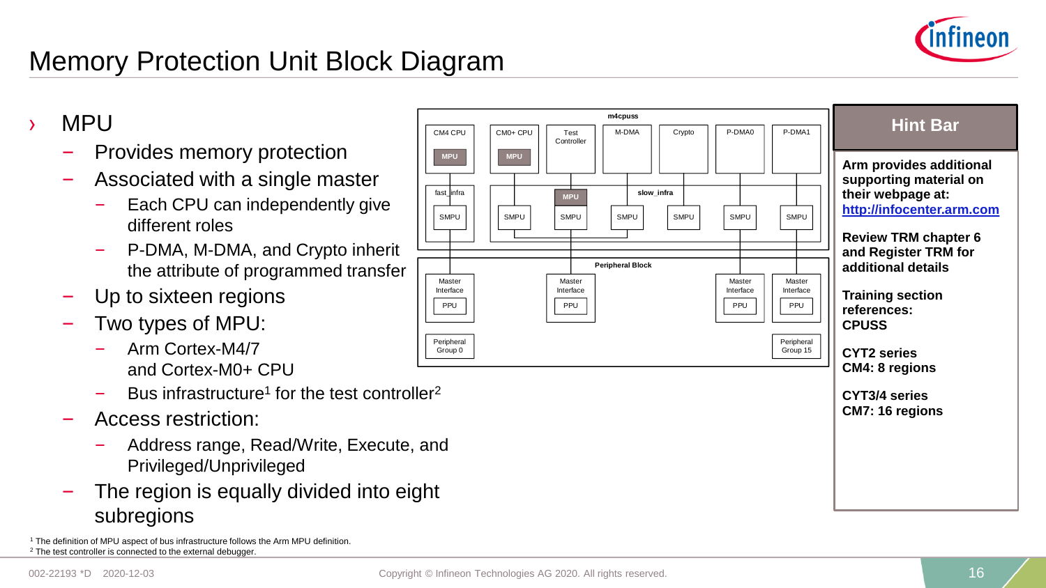# Memory Protection Unit Block Diagram

- MPU
  - Provides memory protection
  - Associated with a single master
    - Each CPU can independently give different roles
    - P-DMA, M-DMA, and Crypto inherit the attribute of programmed transfer
  - Up to sixteen regions
  - Two types of MPU:
    - Arm Cortex-M4/7 and Cortex-M0+ CPU
    - Bus infrastructure[1] for the test controller[2]
  - Access restriction:
    - Address range, Read/Write, Execute, and Privileged/Unprivileged
  - The region is equally divided into eight subregions

m4cpuss

CM4 CPU MPU | CM0+ CPU MPU | Test Controller | M-DMA | Crypto | P-DMA0 | P-DMA1

fast_infra SMPU | slow_infra: SMPU, MPU SMPU, SMPU, SMPU, SMPU, SMPU

Peripheral Block

Master Interface PPU | Master Interface PPU | Master Interface PPU | Master Interface PPU

Peripheral Group 0 | Peripheral Group 15

**Hint Bar**

**Arm provides additional supporting material on their webpage at: http://infocenter.arm.com**

**Review TRM chapter 6 and Register TRM for additional details**

**Training section references: CPUSS**

**CYT2 series CM4: 8 regions**

**CYT3/4 series CM7: 16 regions**

[1] The definition of MPU aspect of bus infrastructure follows the Arm MPU definition.
[2] The test controller is connected to the external debugger.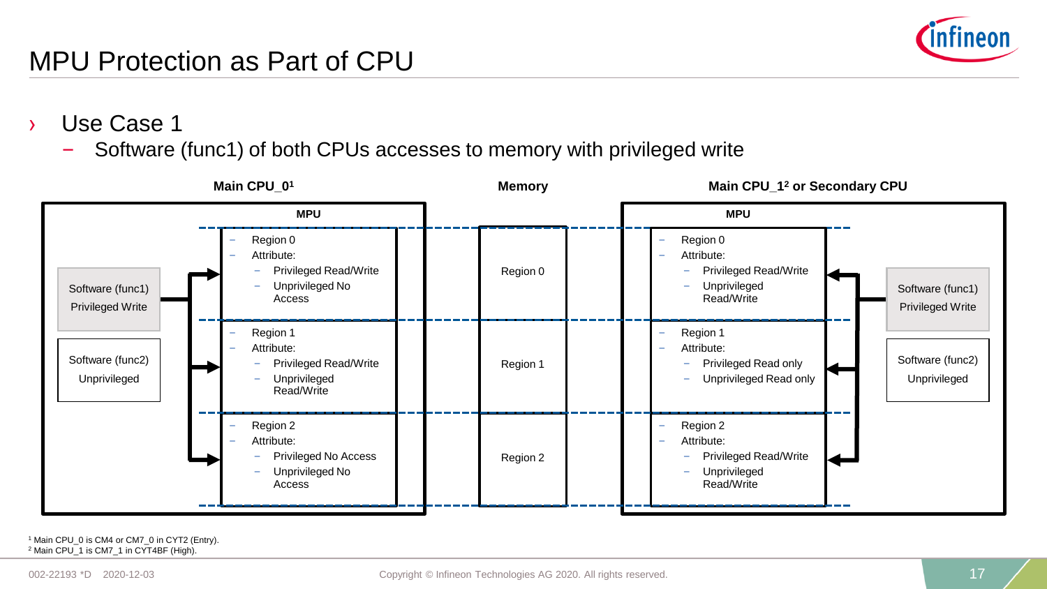# MPU Protection as Part of CPU

- Use Case 1
  - Software (func1) of both CPUs accesses to memory with privileged write

**Main CPU_0[1]**

**MPU**

- Software (func1) Privileged Write
- Software (func2) Unprivileged

| Region | Attribute |
| --- | --- |
| Region 0 | Privileged Read/Write; Unprivileged No Access |
| Region 1 | Privileged Read/Write; Unprivileged Read/Write |
| Region 2 | Privileged No Access; Unprivileged No Access |

**Memory**

- Region 0
- Region 1
- Region 2

**Main CPU_1[2] or Secondary CPU**

**MPU**

| Region | Attribute |
| --- | --- |
| Region 0 | Privileged Read/Write; Unprivileged Read/Write |
| Region 1 | Privileged Read only; Unprivileged Read only |
| Region 2 | Privileged Read/Write; Unprivileged Read/Write |

- Software (func1) Privileged Write
- Software (func2) Unprivileged

[1] Main CPU_0 is CM4 or CM7_0 in CYT2 (Entry).
[2] Main CPU_1 is CM7_1 in CYT4BF (High).

002-22193 *D 2020-12-03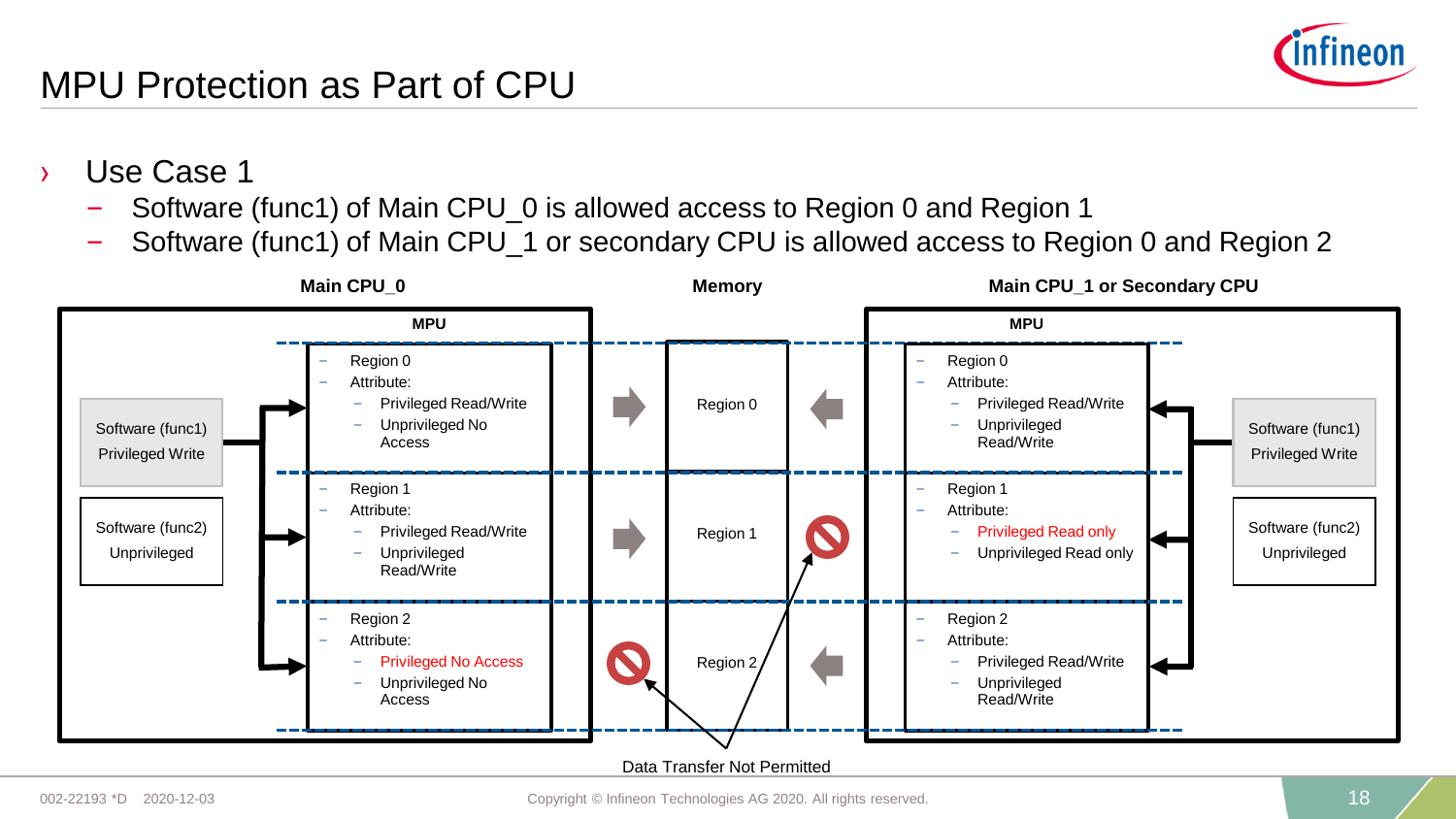# MPU Protection as Part of CPU

- Use Case 1
  - Software (func1) of Main CPU_0 is allowed access to Region 0 and Region 1
  - Software (func1) of Main CPU_1 or secondary CPU is allowed access to Region 0 and Region 2

**Main CPU_0**

**MPU**

- Software (func1) Privileged Write
- Software (func2) Unprivileged

- Region 0
- Attribute:
  - Privileged Read/Write
  - Unprivileged No Access
- Region 1
- Attribute:
  - Privileged Read/Write
  - Unprivileged Read/Write
- Region 2
- Attribute:
  - Privileged No Access
  - Unprivileged No Access

**Memory**

- Region 0
- Region 1
- Region 2

**Main CPU_1 or Secondary CPU**

**MPU**

- Region 0
- Attribute:
  - Privileged Read/Write
  - Unprivileged Read/Write
- Region 1
- Attribute:
  - Privileged Read only
  - Unprivileged Read only
- Region 2
- Attribute:
  - Privileged Read/Write
  - Unprivileged Read/Write

- Software (func1) Privileged Write
- Software (func2) Unprivileged

Data Transfer Not Permitted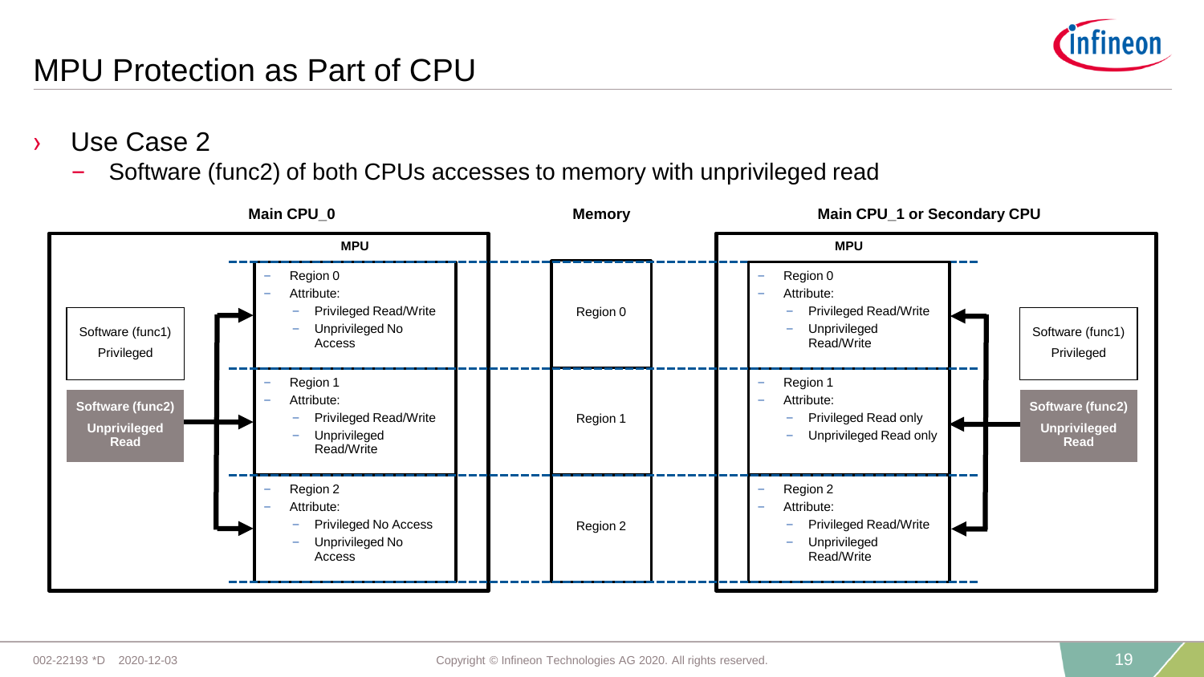# MPU Protection as Part of CPU

- Use Case 2
  - Software (func2) of both CPUs accesses to memory with unprivileged read

**Main CPU_0**

**MPU**

Software (func1) Privileged

**Software (func2) Unprivileged Read**

- Region 0
- Attribute:
  - Privileged Read/Write
  - Unprivileged No Access

- Region 1
- Attribute:
  - Privileged Read/Write
  - Unprivileged Read/Write

- Region 2
- Attribute:
  - Privileged No Access
  - Unprivileged No Access

**Memory**

Region 0

Region 1

Region 2

**Main CPU_1 or Secondary CPU**

**MPU**

- Region 0
- Attribute:
  - Privileged Read/Write
  - Unprivileged Read/Write

- Region 1
- Attribute:
  - Privileged Read only
  - Unprivileged Read only

- Region 2
- Attribute:
  - Privileged Read/Write
  - Unprivileged Read/Write

Software (func1) Privileged

**Software (func2) Unprivileged Read**

002-22193 *D 2020-12-03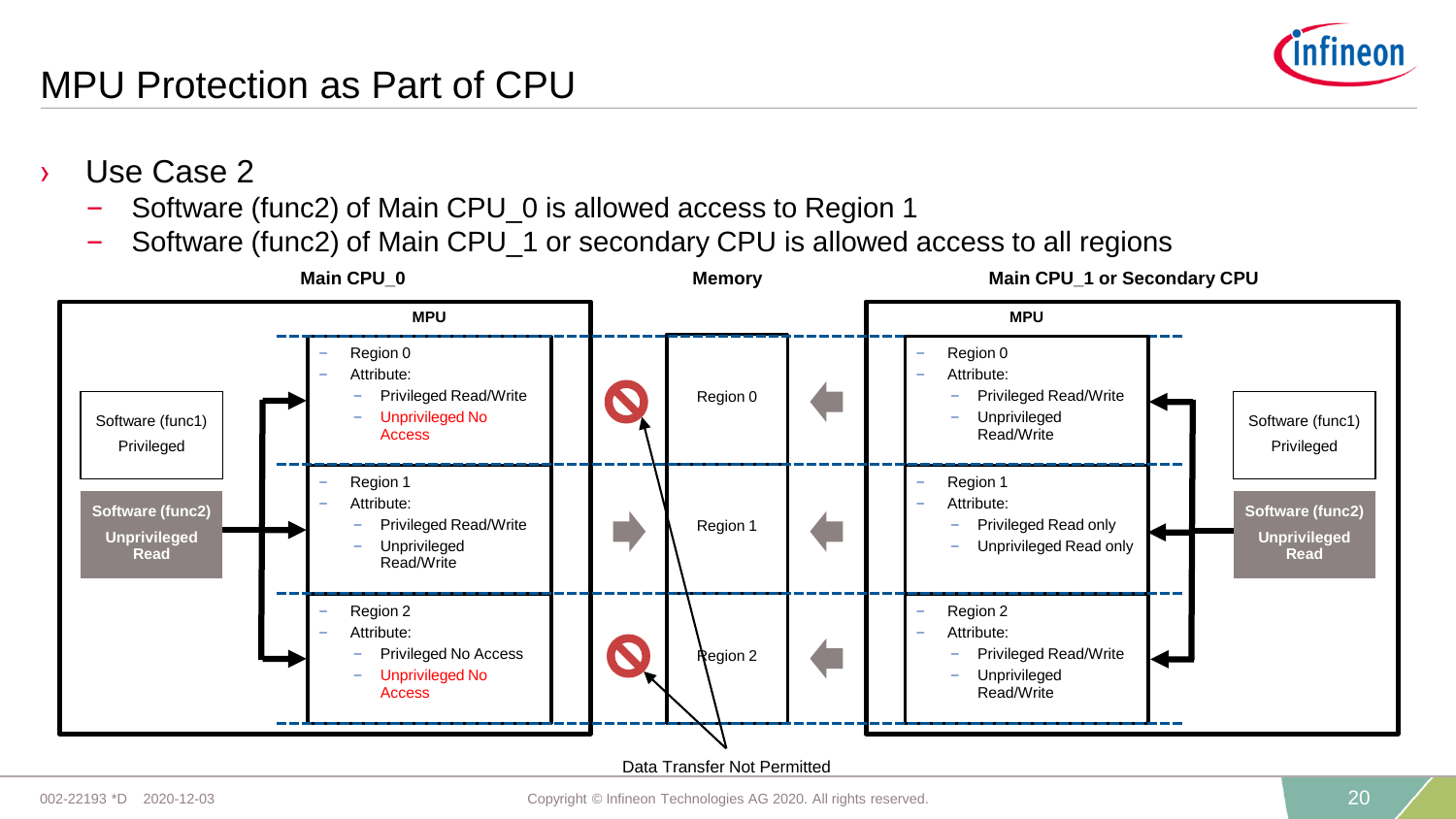# MPU Protection as Part of CPU

- Use Case 2
  - Software (func2) of Main CPU_0 is allowed access to Region 1
  - Software (func2) of Main CPU_1 or secondary CPU is allowed access to all regions

**Main CPU_0**

MPU

Software (func1) Privileged

**Software (func2) Unprivileged Read**

- Region 0
- Attribute:
  - Privileged Read/Write
  - Unprivileged No Access
- Region 1
- Attribute:
  - Privileged Read/Write
  - Unprivileged Read/Write
- Region 2
- Attribute:
  - Privileged No Access
  - Unprivileged No Access

**Memory**

Region 0

Region 1

Region 2

**Main CPU_1 or Secondary CPU**

MPU

- Region 0
- Attribute:
  - Privileged Read/Write
  - Unprivileged Read/Write
- Region 1
- Attribute:
  - Privileged Read only
  - Unprivileged Read only
- Region 2
- Attribute:
  - Privileged Read/Write
  - Unprivileged Read/Write

Software (func1) Privileged

**Software (func2) Unprivileged Read**

Data Transfer Not Permitted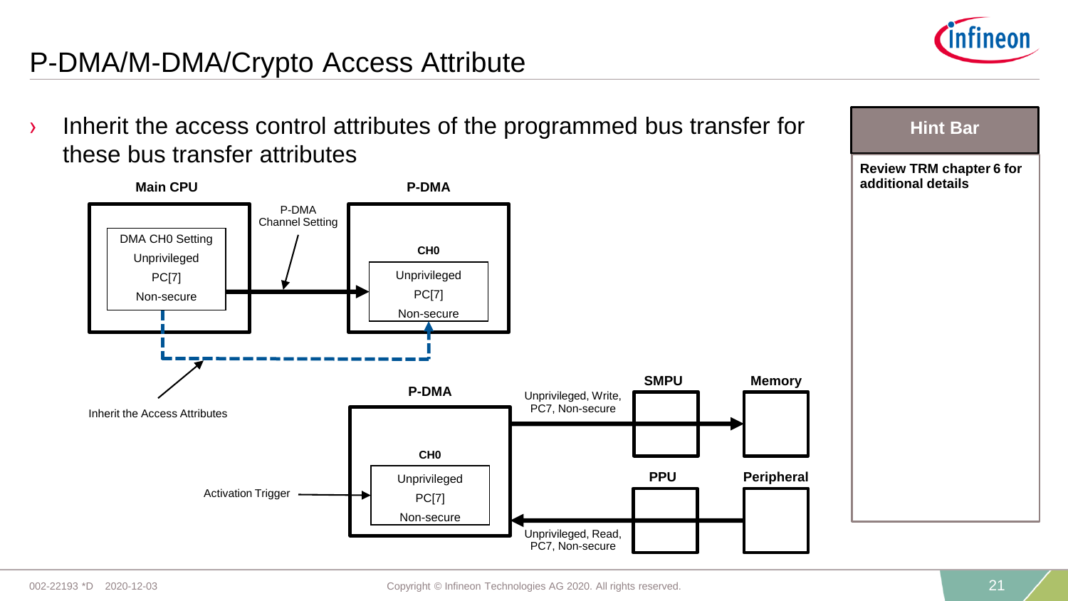# P-DMA/M-DMA/Crypto Access Attribute

- Inherit the access control attributes of the programmed bus transfer for these bus transfer attributes

**Main CPU**

DMA CH0 Setting
Unprivileged
PC[7]
Non-secure

P-DMA Channel Setting

**P-DMA**

**CH0**
Unprivileged
PC[7]
Non-secure

Inherit the Access Attributes

**P-DMA**

Activation Trigger

**CH0**
Unprivileged
PC[7]
Non-secure

Unprivileged, Write, PC7, Non-secure

**SMPU**

**Memory**

**PPU**

**Peripheral**

Unprivileged, Read, PC7, Non-secure

**Hint Bar**

**Review TRM chapter 6 for additional details**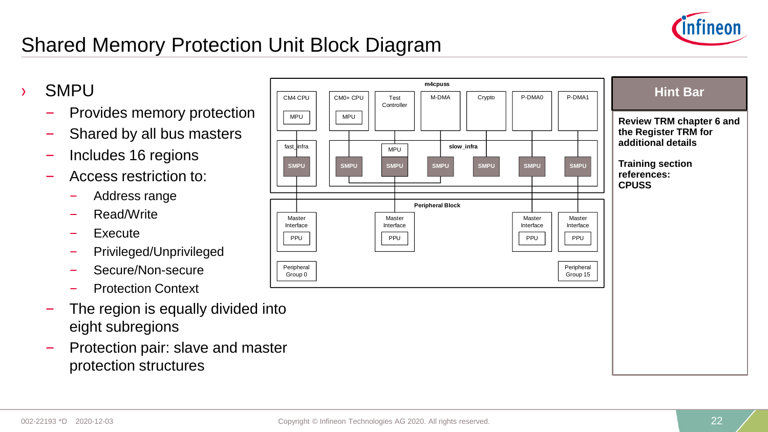# Shared Memory Protection Unit Block Diagram

- SMPU
  - Provides memory protection
  - Shared by all bus masters
  - Includes 16 regions
  - Access restriction to:
    - Address range
    - Read/Write
    - Execute
    - Privileged/Unprivileged
    - Secure/Non-secure
    - Protection Context
  - The region is equally divided into eight subregions
  - Protection pair: slave and master protection structures

**m4cpuss**

CM4 CPU (MPU) | CM0+ CPU (MPU) | Test Controller | M-DMA | Crypto | P-DMA0 | P-DMA1

fast_infra: SMPU

slow_infra: SMPU | MPU / SMPU | SMPU | SMPU | SMPU | SMPU

**Peripheral Block**

Master Interface (PPU) | Master Interface (PPU) | Master Interface (PPU) | Master Interface (PPU)

Peripheral Group 0 | Peripheral Group 15

## Hint Bar

**Review TRM chapter 6 and the Register TRM for additional details**

**Training section references: CPUSS**

002-22193 *D 2020-12-03

Copyright © Infineon Technologies AG 2020. All rights reserved.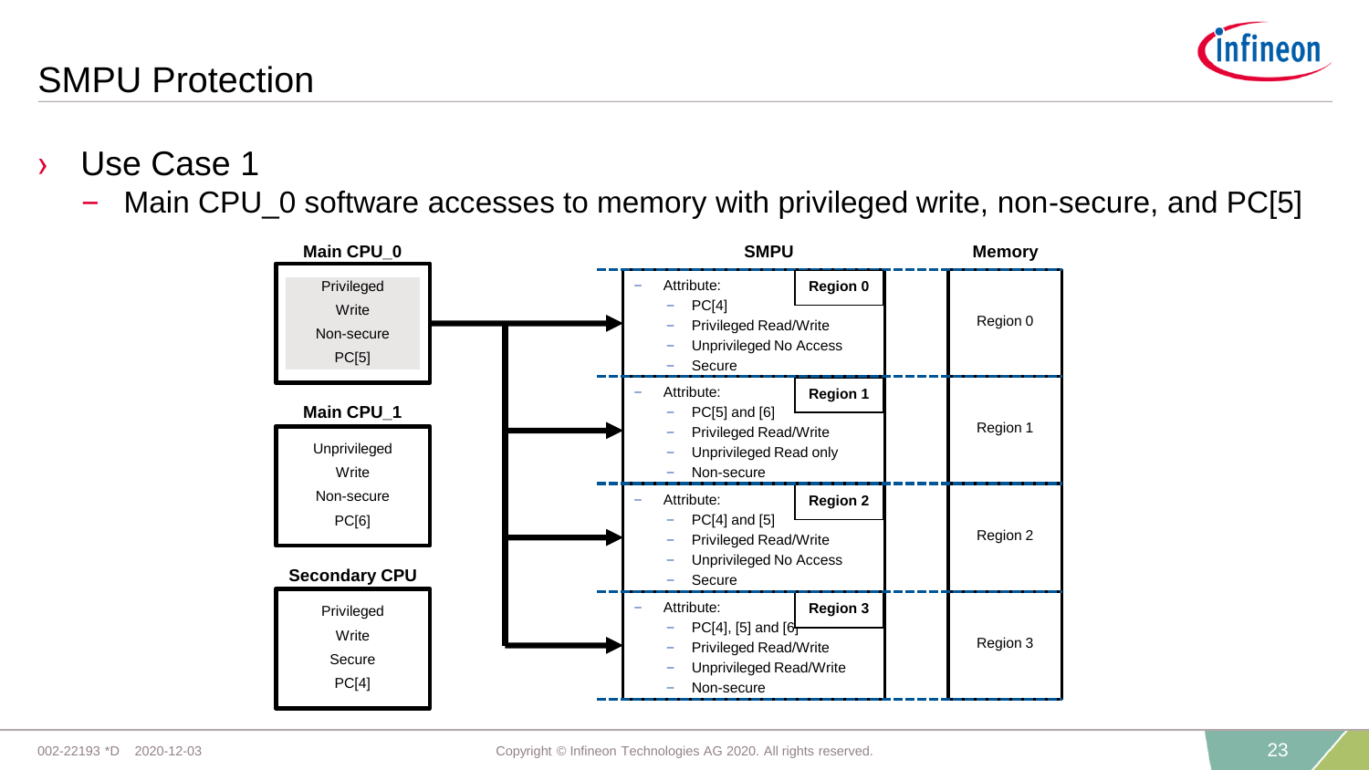## SMPU Protection

- Use Case 1
  - Main CPU_0 software accesses to memory with privileged write, non-secure, and PC[5]

**Main CPU_0**

Privileged
Write
Non-secure
PC[5]

**Main CPU_1**

Unprivileged
Write
Non-secure
PC[6]

**Secondary CPU**

Privileged
Write
Secure
PC[4]

**SMPU**

**Region 0**
- Attribute:
  - PC[4]
  - Privileged Read/Write
  - Unprivileged No Access
  - Secure

**Region 1**
- Attribute:
  - PC[5] and [6]
  - Privileged Read/Write
  - Unprivileged Read only
  - Non-secure

**Region 2**
- Attribute:
  - PC[4] and [5]
  - Privileged Read/Write
  - Unprivileged No Access
  - Secure

**Region 3**
- Attribute:
  - PC[4], [5] and [6]
  - Privileged Read/Write
  - Unprivileged Read/Write
  - Non-secure

**Memory**

Region 0

Region 1

Region 2

Region 3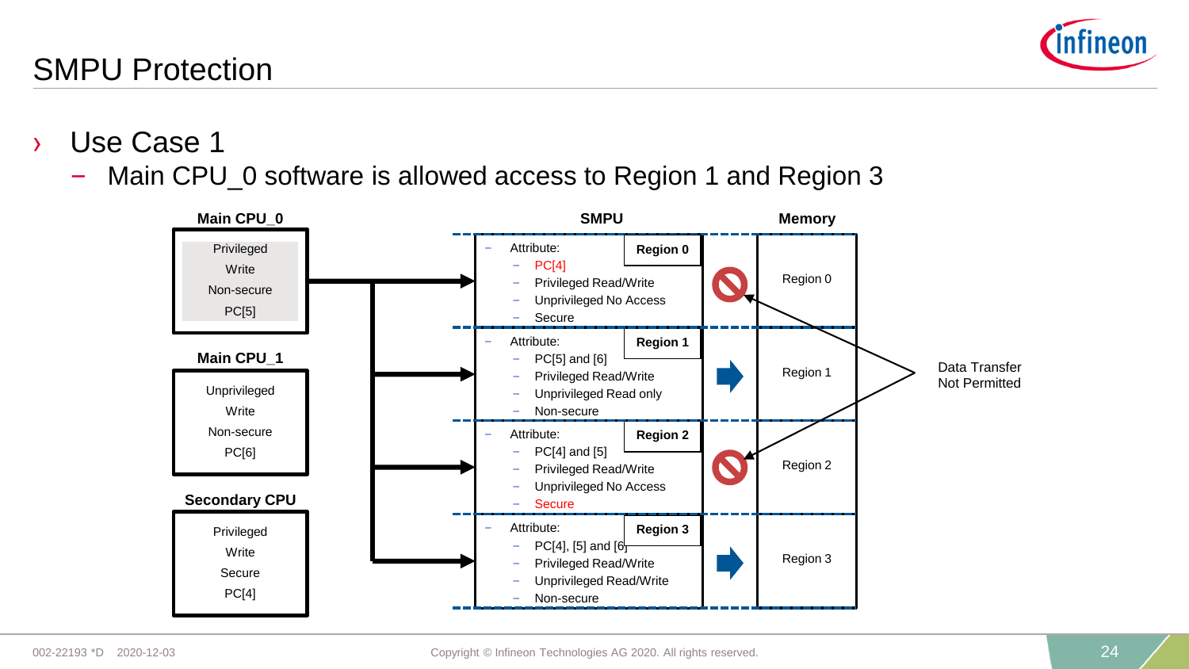# SMPU Protection

- Use Case 1
  - Main CPU_0 software is allowed access to Region 1 and Region 3

**Main CPU_0**

Privileged
Write
Non-secure
PC[5]

**Main CPU_1**

Unprivileged
Write
Non-secure
PC[6]

**Secondary CPU**

Privileged
Write
Secure
PC[4]

**SMPU**

**Region 0**
- Attribute:
  - PC[4]
  - Privileged Read/Write
  - Unprivileged No Access
  - Secure

**Region 1**
- Attribute:
  - PC[5] and [6]
  - Privileged Read/Write
  - Unprivileged Read only
  - Non-secure

**Region 2**
- Attribute:
  - PC[4] and [5]
  - Privileged Read/Write
  - Unprivileged No Access
  - Secure

**Region 3**
- Attribute:
  - PC[4], [5] and [6]
  - Privileged Read/Write
  - Unprivileged Read/Write
  - Non-secure

**Memory**

Region 0

Region 1

Region 2

Region 3

Data Transfer Not Permitted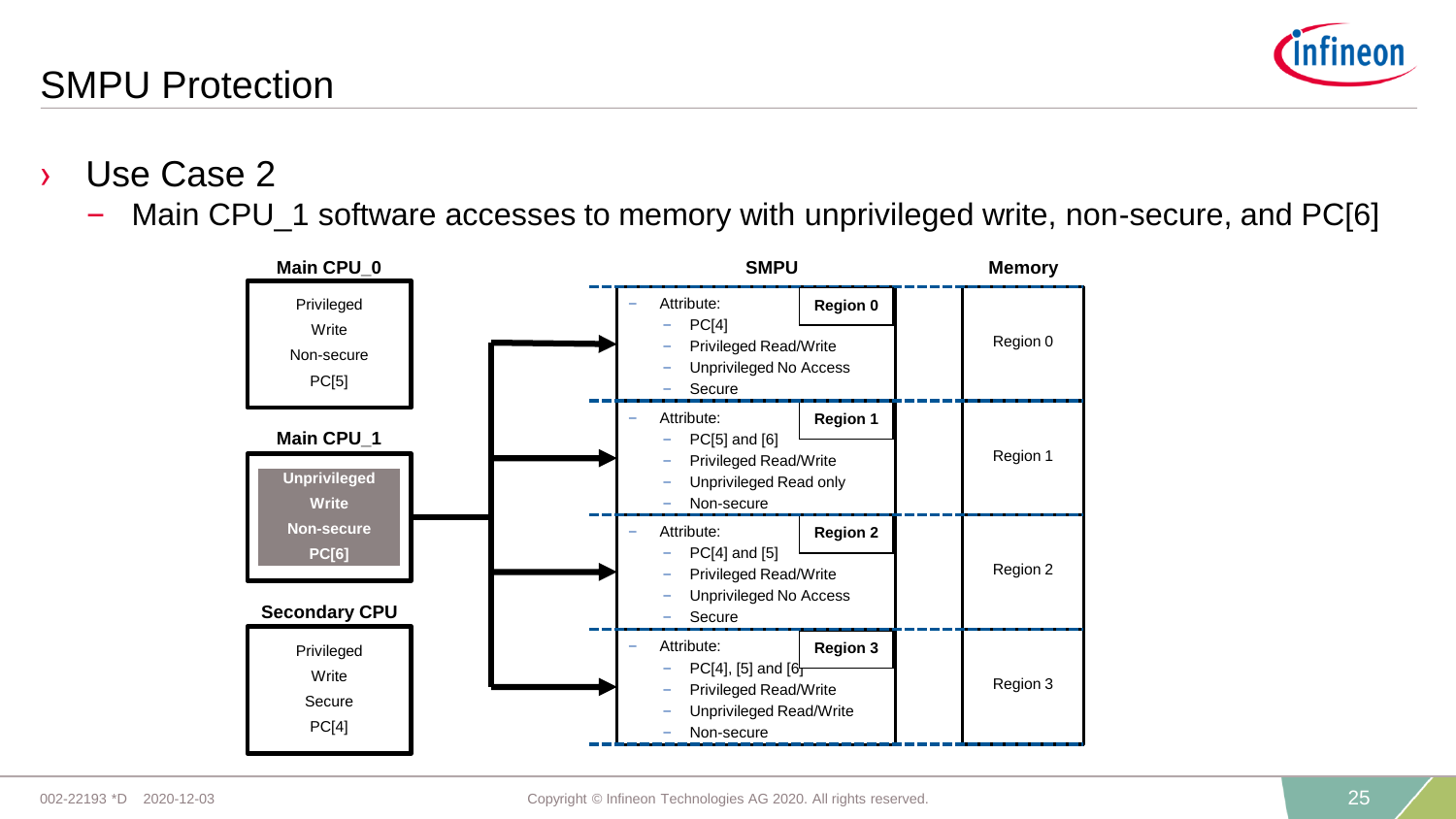# SMPU Protection

- Use Case 2
  - Main CPU_1 software accesses to memory with unprivileged write, non-secure, and PC[6]

**Main CPU_0**

Privileged
Write
Non-secure
PC[5]

**Main CPU_1**

**Unprivileged**
**Write**
**Non-secure**
**PC[6]**

**Secondary CPU**

Privileged
Write
Secure
PC[4]

| SMPU | Memory |
|---|---|
| **Region 0** – Attribute: – PC[4] – Privileged Read/Write – Unprivileged No Access – Secure | Region 0 |
| **Region 1** – Attribute: – PC[5] and [6] – Privileged Read/Write – Unprivileged Read only – Non-secure | Region 1 |
| **Region 2** – Attribute: – PC[4] and [5] – Privileged Read/Write – Unprivileged No Access – Secure | Region 2 |
| **Region 3** – Attribute: – PC[4], [5] and [6] – Privileged Read/Write – Unprivileged Read/Write – Non-secure | Region 3 |

002-22193 *D 2020-12-03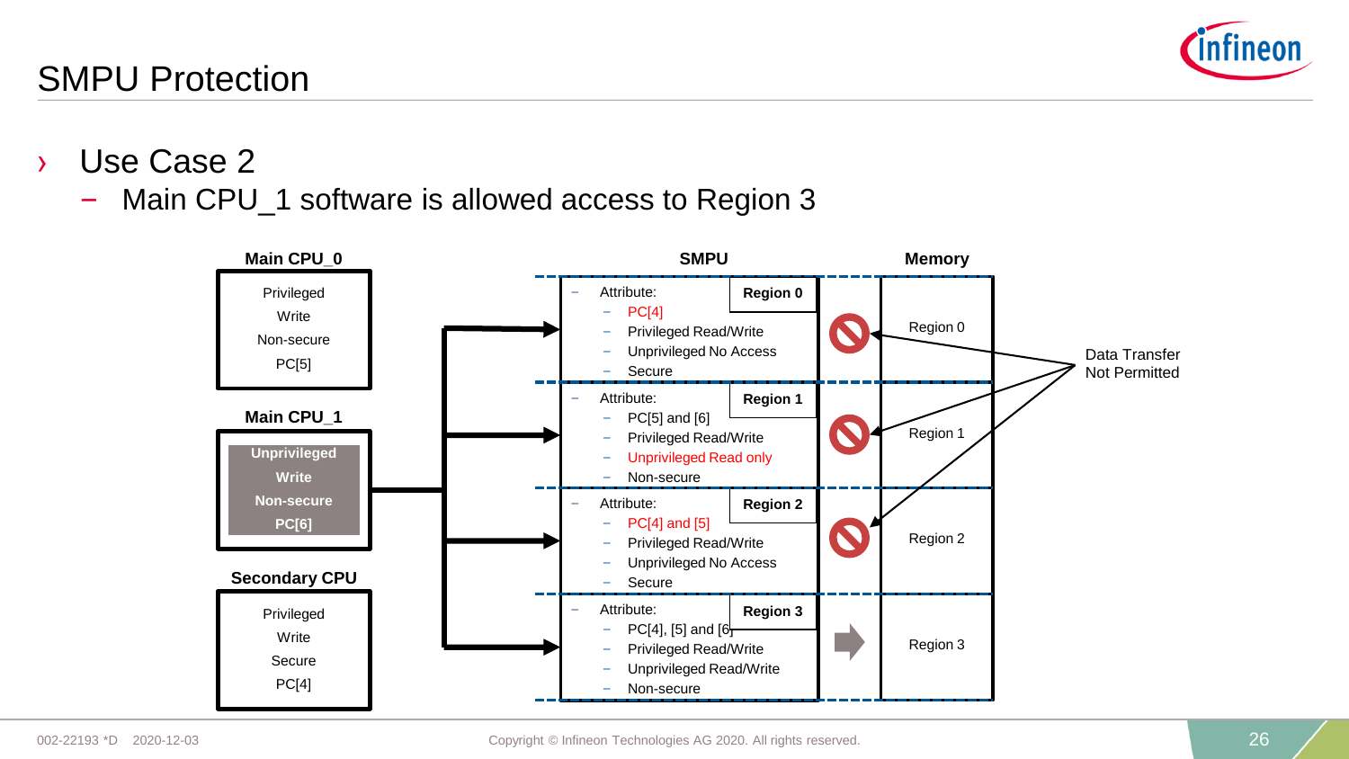# SMPU Protection

- Use Case 2
  - Main CPU_1 software is allowed access to Region 3

**Main CPU_0**

Privileged
Write
Non-secure
PC[5]

**Main CPU_1**

Unprivileged
Write
Non-secure
PC[6]

**Secondary CPU**

Privileged
Write
Secure
PC[4]

**SMPU**

**Region 0**
- Attribute:
  - PC[4]
  - Privileged Read/Write
  - Unprivileged No Access
  - Secure

**Region 1**
- Attribute:
  - PC[5] and [6]
  - Privileged Read/Write
  - Unprivileged Read only
  - Non-secure

**Region 2**
- Attribute:
  - PC[4] and [5]
  - Privileged Read/Write
  - Unprivileged No Access
  - Secure

**Region 3**
- Attribute:
  - PC[4], [5] and [6]
  - Privileged Read/Write
  - Unprivileged Read/Write
  - Non-secure

**Memory**

Region 0
Region 1
Region 2
Region 3

Data Transfer Not Permitted

002-22193 *D 2020-12-03

Copyright © Infineon Technologies AG 2020. All rights reserved.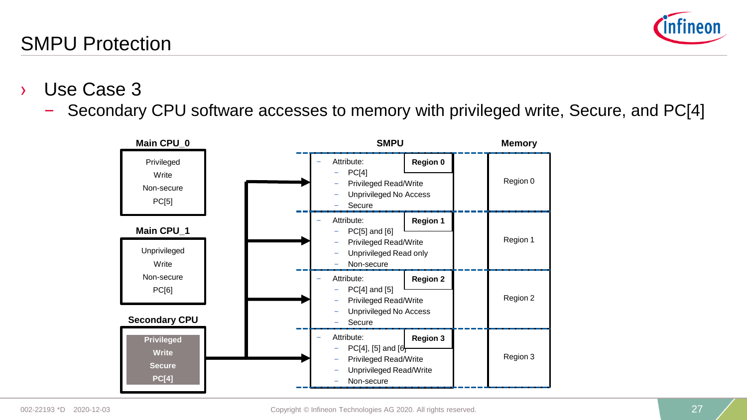# SMPU Protection

- Use Case 3
  - Secondary CPU software accesses to memory with privileged write, Secure, and PC[4]

**Main CPU_0**

Privileged
Write
Non-secure
PC[5]

**Main CPU_1**

Unprivileged
Write
Non-secure
PC[6]

**Secondary CPU**

**Privileged**
**Write**
**Secure**
**PC[4]**

**SMPU**

**Region 0**
- Attribute:
  - PC[4]
  - Privileged Read/Write
  - Unprivileged No Access
  - Secure

**Region 1**
- Attribute:
  - PC[5] and [6]
  - Privileged Read/Write
  - Unprivileged Read only
  - Non-secure

**Region 2**
- Attribute:
  - PC[4] and [5]
  - Privileged Read/Write
  - Unprivileged No Access
  - Secure

**Region 3**
- Attribute:
  - PC[4], [5] and [6]
  - Privileged Read/Write
  - Unprivileged Read/Write
  - Non-secure

**Memory**

Region 0

Region 1

Region 2

Region 3

002-22193 *D 2020-12-03

Copyright © Infineon Technologies AG 2020. All rights reserved.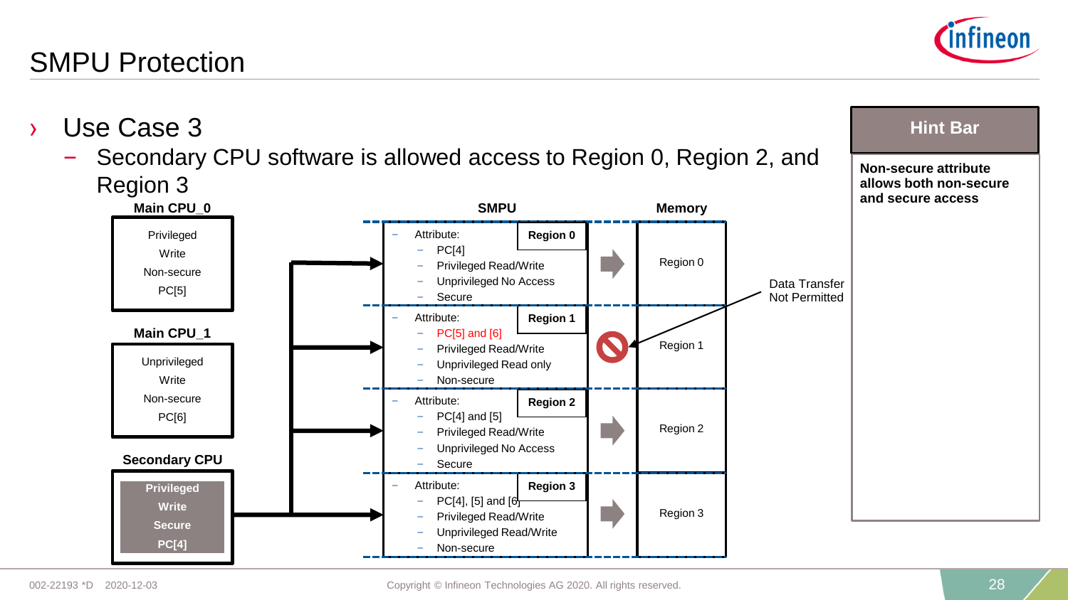# SMPU Protection

- Use Case 3
  - Secondary CPU software is allowed access to Region 0, Region 2, and Region 3

**Main CPU_0**

Privileged
Write
Non-secure
PC[5]

**Main CPU_1**

Unprivileged
Write
Non-secure
PC[6]

**Secondary CPU**

**Privileged**
**Write**
**Secure**
**PC[4]**

**SMPU**

| SMPU | Memory |
|---|---|
| **Region 0** – Attribute: PC[4]; Privileged Read/Write; Unprivileged No Access; Secure | Region 0 |
| **Region 1** – Attribute: PC[5] and [6]; Privileged Read/Write; Unprivileged Read only; Non-secure | Region 1 |
| **Region 2** – Attribute: PC[4] and [5]; Privileged Read/Write; Unprivileged No Access; Secure | Region 2 |
| **Region 3** – Attribute: PC[4], [5] and [6]; Privileged Read/Write; Unprivileged Read/Write; Non-secure | Region 3 |

Data Transfer Not Permitted

**Hint Bar**

**Non-secure attribute allows both non-secure and secure access**

002-22193 *D 2020-12-03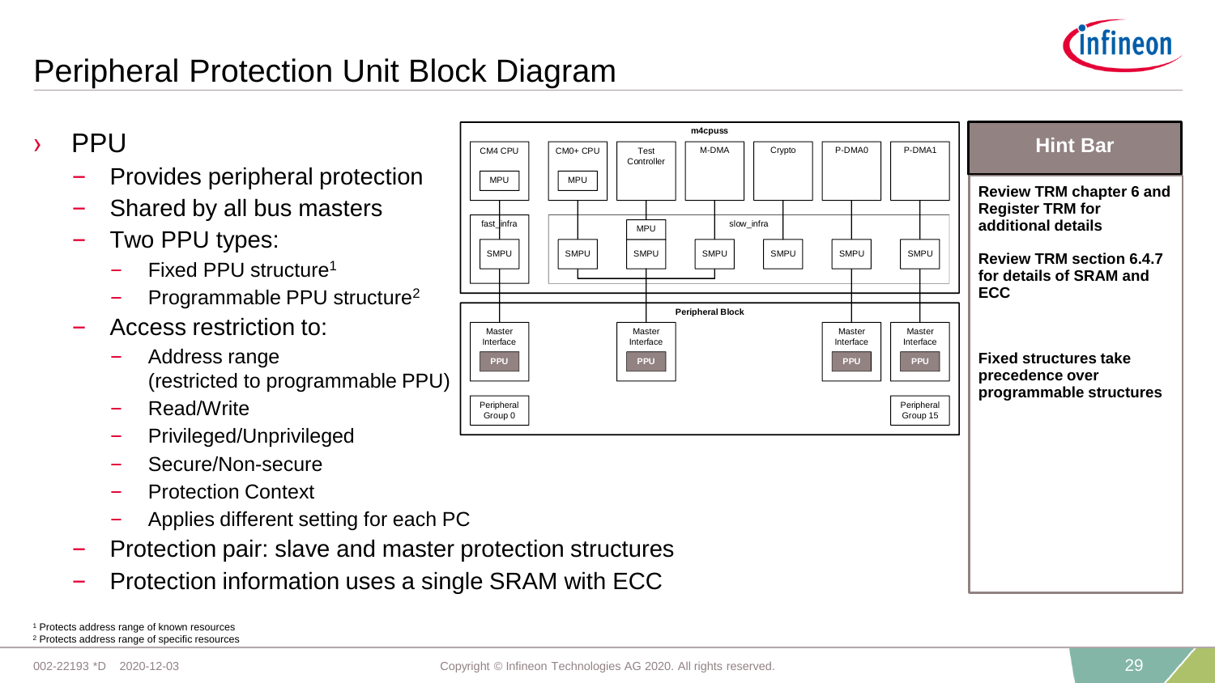# Peripheral Protection Unit Block Diagram

- PPU
  - Provides peripheral protection
  - Shared by all bus masters
  - Two PPU types:
    - Fixed PPU structure[1]
    - Programmable PPU structure[2]
  - Access restriction to:
    - Address range (restricted to programmable PPU)
    - Read/Write
    - Privileged/Unprivileged
    - Secure/Non-secure
    - Protection Context
    - Applies different setting for each PC
  - Protection pair: slave and master protection structures
  - Protection information uses a single SRAM with ECC

m4cpuss

CM4 CPU, MPU | CM0+ CPU, MPU | Test Controller | M-DMA | Crypto | P-DMA0 | P-DMA1

fast_infra: SMPU | slow_infra: SMPU, MPU, SMPU, SMPU, SMPU, SMPU, SMPU

Peripheral Block

Master Interface, PPU | Master Interface, PPU | Master Interface, PPU | Master Interface, PPU

Peripheral Group 0 | Peripheral Group 15

**Hint Bar**

**Review TRM chapter 6 and Register TRM for additional details**

**Review TRM section 6.4.7 for details of SRAM and ECC**

**Fixed structures take precedence over programmable structures**

[1] Protects address range of known resources
[2] Protects address range of specific resources

002-22193 *D 2020-12-03

Copyright © Infineon Technologies AG 2020. All rights reserved.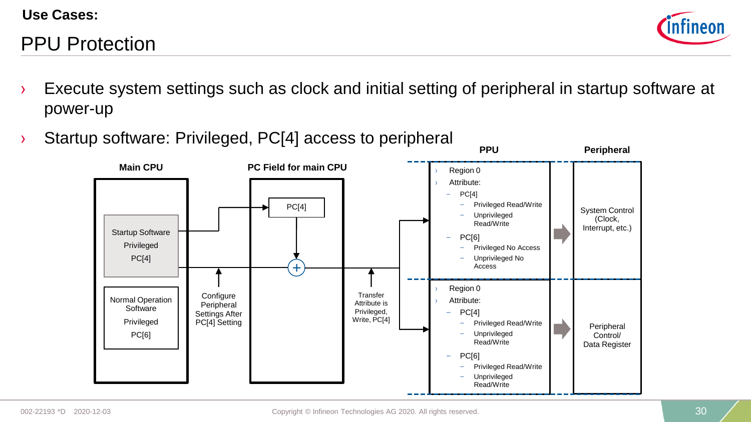**Use Cases:**

# PPU Protection

- Execute system settings such as clock and initial setting of peripheral in startup software at power-up
- Startup software: Privileged, PC[4] access to peripheral

**Main CPU**

- Startup Software
  Privileged
  PC[4]
- Normal Operation Software
  Privileged
  PC[6]

**PC Field for main CPU**

- PC[4]

Configure Peripheral Settings After PC[4] Setting

Transfer Attribute is Privileged, Write, PC[4]

**PPU**

- Region 0
- Attribute:
  - PC[4]
    - Privileged Read/Write
    - Unprivileged Read/Write
  - PC[6]
    - Privileged No Access
    - Unprivileged No Access

- Region 0
- Attribute:
  - PC[4]
    - Privileged Read/Write
    - Unprivileged Read/Write
  - PC[6]
    - Privileged Read/Write
    - Unprivileged Read/Write

**Peripheral**

- System Control (Clock, Interrupt, etc.)
- Peripheral Control/ Data Register

002-22193 *D 2020-12-03

Copyright © Infineon Technologies AG 2020. All rights reserved.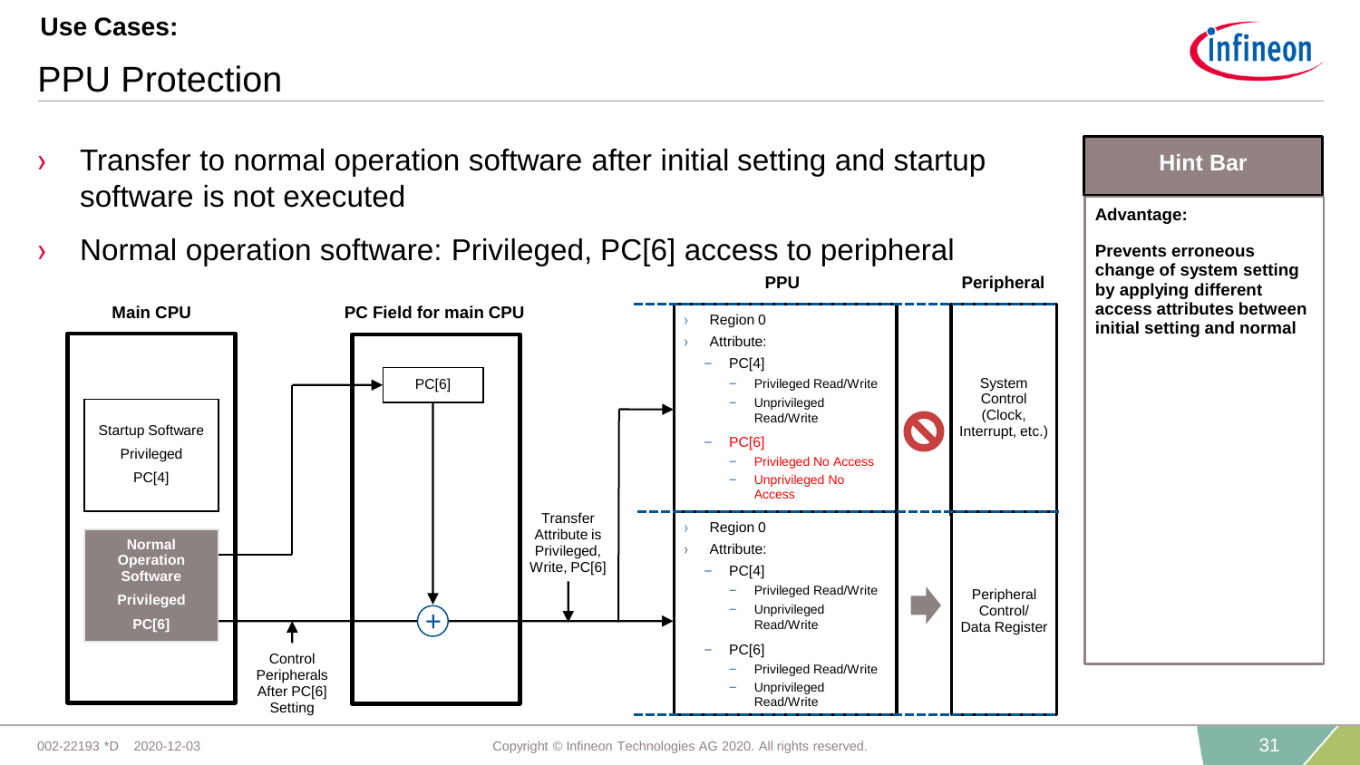**Use Cases:**

# PPU Protection

- Transfer to normal operation software after initial setting and startup software is not executed
- Normal operation software: Privileged, PC[6] access to peripheral

**Main CPU**

Startup Software
Privileged
PC[4]

**Normal Operation Software**
**Privileged**
**PC[6]**

**PC Field for main CPU**

PC[6]

Control Peripherals After PC[6] Setting

Transfer Attribute is Privileged, Write, PC[6]

**PPU**

- Region 0
- Attribute:
  - PC[4]
    - Privileged Read/Write
    - Unprivileged Read/Write
  - PC[6]
    - Privileged No Access
    - Unprivileged No Access

- Region 0
- Attribute:
  - PC[4]
    - Privileged Read/Write
    - Unprivileged Read/Write
  - PC[6]
    - Privileged Read/Write
    - Unprivileged Read/Write

**Peripheral**

System Control (Clock, Interrupt, etc.)

Peripheral Control/ Data Register

**Hint Bar**

**Advantage:**

**Prevents erroneous change of system setting by applying different access attributes between initial setting and normal**

002-22193 *D 2020-12-03

Copyright © Infineon Technologies AG 2020. All rights reserved.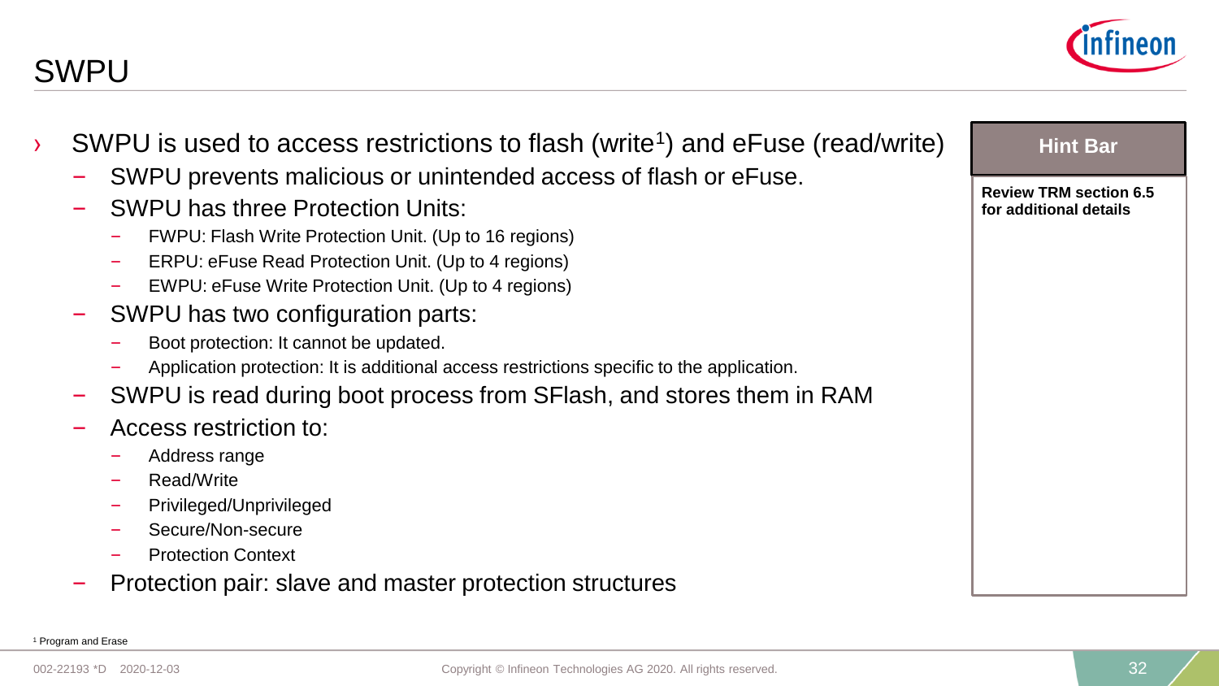# SWPU

- SWPU is used to access restrictions to flash (write[1]) and eFuse (read/write)
  - SWPU prevents malicious or unintended access of flash or eFuse.
  - SWPU has three Protection Units:
    - FWPU: Flash Write Protection Unit. (Up to 16 regions)
    - ERPU: eFuse Read Protection Unit. (Up to 4 regions)
    - EWPU: eFuse Write Protection Unit. (Up to 4 regions)
  - SWPU has two configuration parts:
    - Boot protection: It cannot be updated.
    - Application protection: It is additional access restrictions specific to the application.
  - SWPU is read during boot process from SFlash, and stores them in RAM
  - Access restriction to:
    - Address range
    - Read/Write
    - Privileged/Unprivileged
    - Secure/Non-secure
    - Protection Context
  - Protection pair: slave and master protection structures

**Hint Bar**

**Review TRM section 6.5 for additional details**

[1] Program and Erase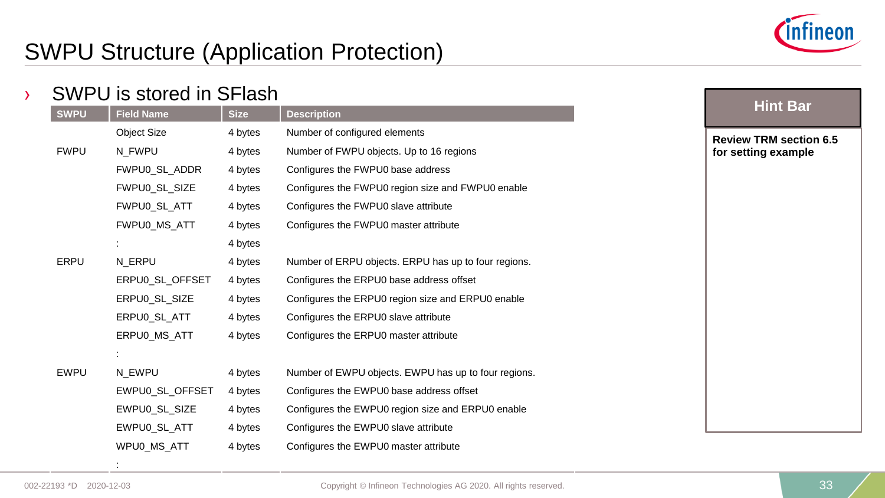# SWPU Structure (Application Protection)

- SWPU is stored in SFlash

| SWPU | Field Name | Size | Description |
|---|---|---|---|
| | Object Size | 4 bytes | Number of configured elements |
| FWPU | N_FWPU | 4 bytes | Number of FWPU objects. Up to 16 regions |
| | FWPU0_SL_ADDR | 4 bytes | Configures the FWPU0 base address |
| | FWPU0_SL_SIZE | 4 bytes | Configures the FWPU0 region size and FWPU0 enable |
| | FWPU0_SL_ATT | 4 bytes | Configures the FWPU0 slave attribute |
| | FWPU0_MS_ATT | 4 bytes | Configures the FWPU0 master attribute |
| | : | 4 bytes | |
| ERPU | N_ERPU | 4 bytes | Number of ERPU objects. ERPU has up to four regions. |
| | ERPU0_SL_OFFSET | 4 bytes | Configures the ERPU0 base address offset |
| | ERPU0_SL_SIZE | 4 bytes | Configures the ERPU0 region size and ERPU0 enable |
| | ERPU0_SL_ATT | 4 bytes | Configures the ERPU0 slave attribute |
| | ERPU0_MS_ATT | 4 bytes | Configures the ERPU0 master attribute |
| | : | | |
| EWPU | N_EWPU | 4 bytes | Number of EWPU objects. EWPU has up to four regions. |
| | EWPU0_SL_OFFSET | 4 bytes | Configures the EWPU0 base address offset |
| | EWPU0_SL_SIZE | 4 bytes | Configures the EWPU0 region size and ERPU0 enable |
| | EWPU0_SL_ATT | 4 bytes | Configures the EWPU0 slave attribute |
| | WPU0_MS_ATT | 4 bytes | Configures the EWPU0 master attribute |
| | : | | |

**Hint Bar**

**Review TRM section 6.5 for setting example**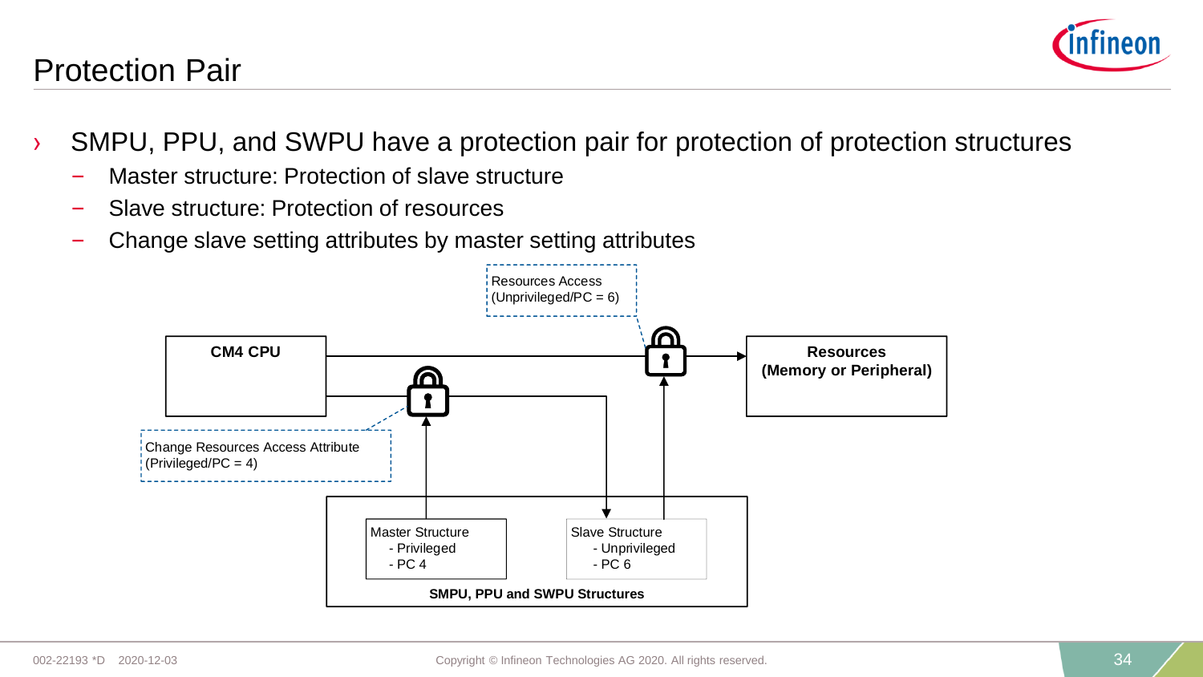# Protection Pair

- SMPU, PPU, and SWPU have a protection pair for protection of protection structures
  - Master structure: Protection of slave structure
  - Slave structure: Protection of resources
  - Change slave setting attributes by master setting attributes

Resources Access (Unprivileged/PC = 6)

CM4 CPU

Resources (Memory or Peripheral)

Change Resources Access Attribute (Privileged/PC = 4)

Master Structure
- Privileged
- PC 4

Slave Structure
- Unprivileged
- PC 6

SMPU, PPU and SWPU Structures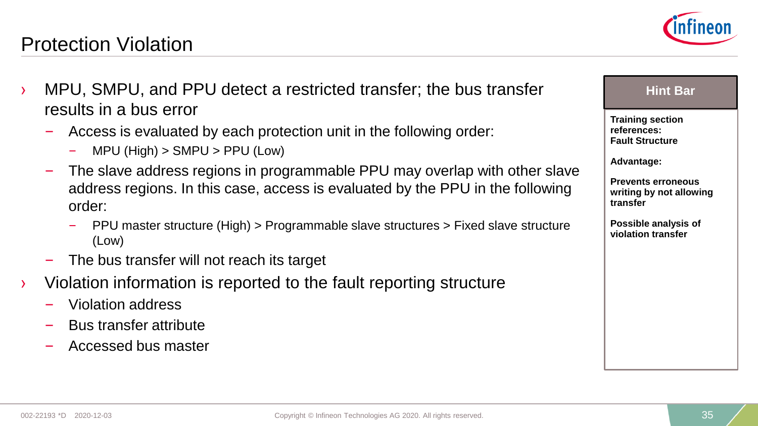# Protection Violation

- MPU, SMPU, and PPU detect a restricted transfer; the bus transfer results in a bus error
  - Access is evaluated by each protection unit in the following order:
    - MPU (High) > SMPU > PPU (Low)
  - The slave address regions in programmable PPU may overlap with other slave address regions. In this case, access is evaluated by the PPU in the following order:
    - PPU master structure (High) > Programmable slave structures > Fixed slave structure (Low)
  - The bus transfer will not reach its target
- Violation information is reported to the fault reporting structure
  - Violation address
  - Bus transfer attribute
  - Accessed bus master

**Hint Bar**

**Training section references:**
**Fault Structure**

**Advantage:**

**Prevents erroneous writing by not allowing transfer**

**Possible analysis of violation transfer**

002-22193 *D 2020-12-03

Copyright © Infineon Technologies AG 2020. All rights reserved.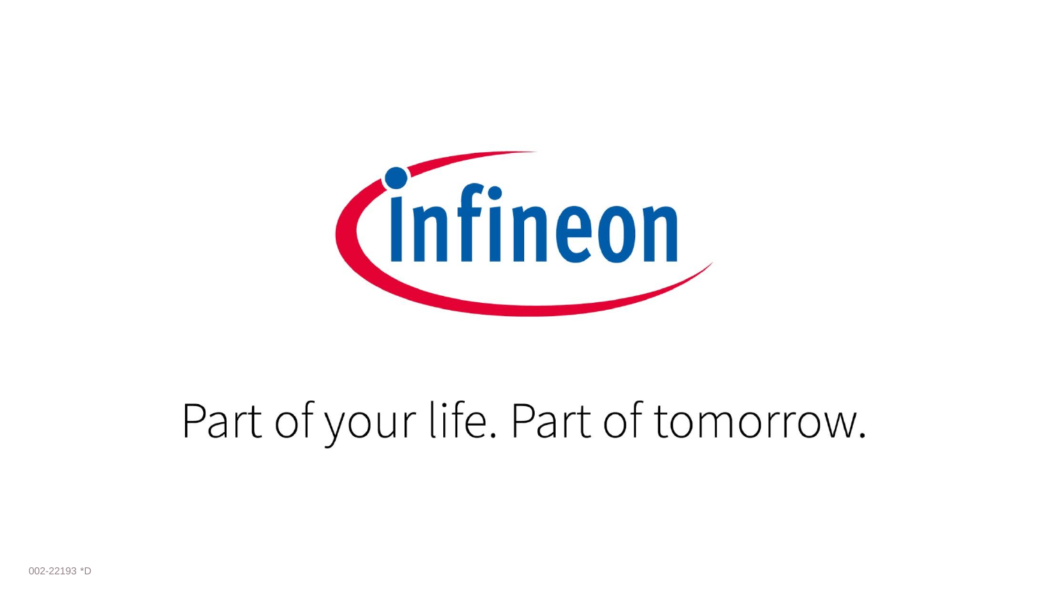Part of your life. Part of tomorrow.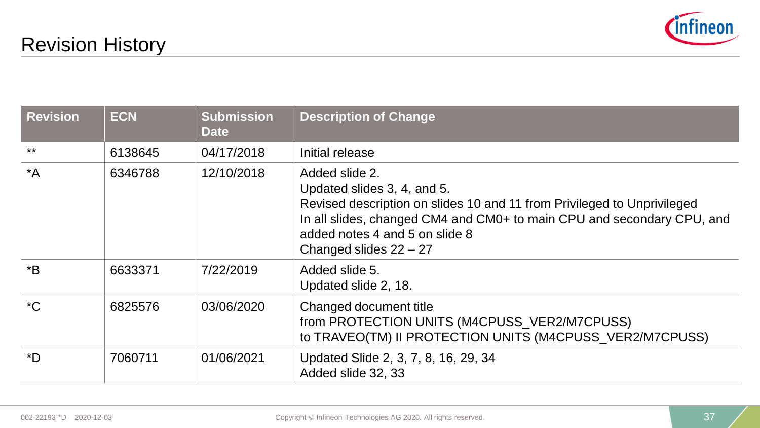# Revision History

| Revision | ECN | Submission Date | Description of Change |
|---|---|---|---|
| ** | 6138645 | 04/17/2018 | Initial release |
| *A | 6346788 | 12/10/2018 | Added slide 2.<br>Updated slides 3, 4, and 5.<br>Revised description on slides 10 and 11 from Privileged to Unprivileged<br>In all slides, changed CM4 and CM0+ to main CPU and secondary CPU, and added notes 4 and 5 on slide 8<br>Changed slides 22 – 27 |
| *B | 6633371 | 7/22/2019 | Added slide 5.<br>Updated slide 2, 18. |
| *C | 6825576 | 03/06/2020 | Changed document title<br>from PROTECTION UNITS (M4CPUSS_VER2/M7CPUSS)<br>to TRAVEO(TM) II PROTECTION UNITS (M4CPUSS_VER2/M7CPUSS) |
| *D | 7060711 | 01/06/2021 | Updated Slide 2, 3, 7, 8, 16, 29, 34<br>Added slide 32, 33 |